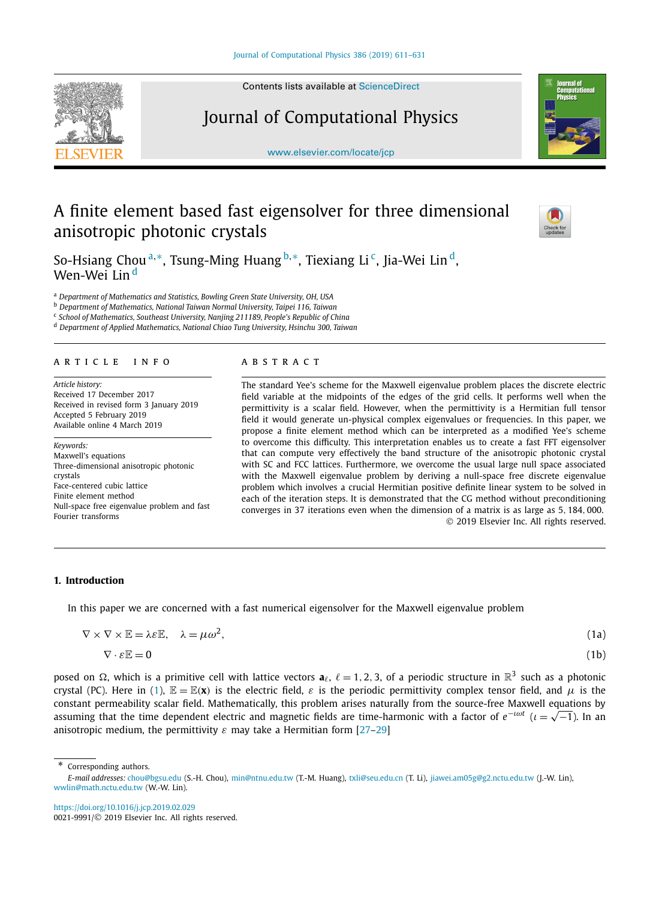# A finite element based fast eigensolver for three dimensional anisotropic photonic crystals

So-Hsiang Chou [a,*], Tsung-Ming Huang [b,*], Tiexiang Li [c], Jia-Wei Lin [d], Wen-Wei Lin [d]

[a] *Department of Mathematics and Statistics, Bowling Green State University, OH, USA*
[b] *Department of Mathematics, National Taiwan Normal University, Taipei 116, Taiwan*
[c] *School of Mathematics, Southeast University, Nanjing 211189, People's Republic of China*
[d] *Department of Applied Mathematics, National Chiao Tung University, Hsinchu 300, Taiwan*

## ARTICLE INFO

*Article history:*
Received 17 December 2017
Received in revised form 3 January 2019
Accepted 5 February 2019
Available online 4 March 2019

*Keywords:*
Maxwell's equations
Three-dimensional anisotropic photonic crystals
Face-centered cubic lattice
Finite element method
Null-space free eigenvalue problem and fast Fourier transforms

## ABSTRACT

The standard Yee's scheme for the Maxwell eigenvalue problem places the discrete electric field variable at the midpoints of the edges of the grid cells. It performs well when the permittivity is a scalar field. However, when the permittivity is a Hermitian full tensor field it would generate un-physical complex eigenvalues or frequencies. In this paper, we propose a finite element method which can be interpreted as a modified Yee's scheme to overcome this difficulty. This interpretation enables us to create a fast FFT eigensolver that can compute very effectively the band structure of the anisotropic photonic crystal with SC and FCC lattices. Furthermore, we overcome the usual large null space associated with the Maxwell eigenvalue problem by deriving a null-space free discrete eigenvalue problem which involves a crucial Hermitian positive definite linear system to be solved in each of the iteration steps. It is demonstrated that the CG method without preconditioning converges in 37 iterations even when the dimension of a matrix is as large as 5, 184, 000.

© 2019 Elsevier Inc. All rights reserved.

## 1. Introduction

In this paper we are concerned with a fast numerical eigensolver for the Maxwell eigenvalue problem

$$\nabla \times \nabla \times \mathbb{E} = \lambda \varepsilon \mathbb{E}, \quad \lambda = \mu \omega^2, \tag{1a}$$

$$\nabla \cdot \varepsilon \mathbb{E} = 0 \tag{1b}$$

posed on $\Omega$, which is a primitive cell with lattice vectors $\mathbf{a}_\ell$, $\ell = 1, 2, 3$, of a periodic structure in $\mathbb{R}^3$ such as a photonic crystal (PC). Here in (1), $\mathbb{E} = \mathbb{E}(\mathbf{x})$ is the electric field, $\varepsilon$ is the periodic permittivity complex tensor field, and $\mu$ is the constant permeability scalar field. Mathematically, this problem arises naturally from the source-free Maxwell equations by assuming that the time dependent electric and magnetic fields are time-harmonic with a factor of $e^{-\imath\omega t}$ ($\imath = \sqrt{-1}$). In an anisotropic medium, the permittivity $\varepsilon$ may take a Hermitian form [27–29]

---

\* Corresponding authors.
*E-mail addresses:* chou@bgsu.edu (S.-H. Chou), min@ntnu.edu.tw (T.-M. Huang), txli@seu.edu.cn (T. Li), jiawei.am05g@g2.nctu.edu.tw (J.-W. Lin), wwlin@math.nctu.edu.tw (W.-W. Lin).

https://doi.org/10.1016/j.jcp.2019.02.029
0021-9991/© 2019 Elsevier Inc. All rights reserved.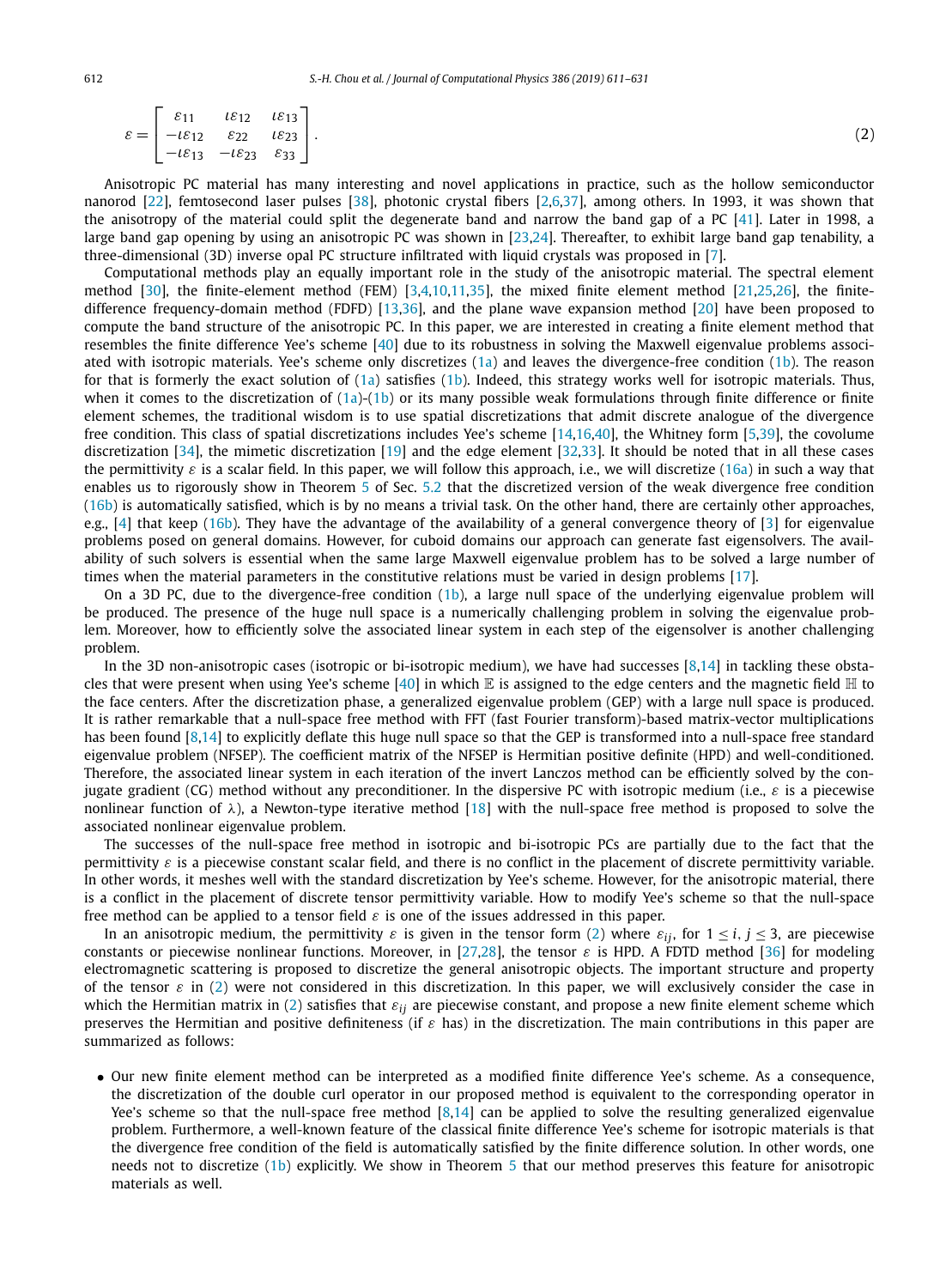$$\varepsilon = \begin{bmatrix} \varepsilon_{11} & \iota\varepsilon_{12} & \iota\varepsilon_{13} \\ -\iota\varepsilon_{12} & \varepsilon_{22} & \iota\varepsilon_{23} \\ -\iota\varepsilon_{13} & -\iota\varepsilon_{23} & \varepsilon_{33} \end{bmatrix}. \tag{2}$$

Anisotropic PC material has many interesting and novel applications in practice, such as the hollow semiconductor nanorod [22], femtosecond laser pulses [38], photonic crystal fibers [2,6,37], among others. In 1993, it was shown that the anisotropy of the material could split the degenerate band and narrow the band gap of a PC [41]. Later in 1998, a large band gap opening by using an anisotropic PC was shown in [23,24]. Thereafter, to exhibit large band gap tenability, a three-dimensional (3D) inverse opal PC structure infiltrated with liquid crystals was proposed in [7].

Computational methods play an equally important role in the study of the anisotropic material. The spectral element method [30], the finite-element method (FEM) [3,4,10,11,35], the mixed finite element method [21,25,26], the finite-difference frequency-domain method (FDFD) [13,36], and the plane wave expansion method [20] have been proposed to compute the band structure of the anisotropic PC. In this paper, we are interested in creating a finite element method that resembles the finite difference Yee's scheme [40] due to its robustness in solving the Maxwell eigenvalue problems associated with isotropic materials. Yee's scheme only discretizes (1a) and leaves the divergence-free condition (1b). The reason for that is formerly the exact solution of (1a) satisfies (1b). Indeed, this strategy works well for isotropic materials. Thus, when it comes to the discretization of (1a)-(1b) or its many possible weak formulations through finite difference or finite element schemes, the traditional wisdom is to use spatial discretizations that admit discrete analogue of the divergence free condition. This class of spatial discretizations includes Yee's scheme [14,16,40], the Whitney form [5,39], the covolume discretization [34], the mimetic discretization [19] and the edge element [32,33]. It should be noted that in all these cases the permittivity $\varepsilon$ is a scalar field. In this paper, we will follow this approach, i.e., we will discretize (16a) in such a way that enables us to rigorously show in Theorem 5 of Sec. 5.2 that the discretized version of the weak divergence free condition (16b) is automatically satisfied, which is by no means a trivial task. On the other hand, there are certainly other approaches, e.g., [4] that keep (16b). They have the advantage of the availability of a general convergence theory of [3] for eigenvalue problems posed on general domains. However, for cuboid domains our approach can generate fast eigensolvers. The availability of such solvers is essential when the same large Maxwell eigenvalue problem has to be solved a large number of times when the material parameters in the constitutive relations must be varied in design problems [17].

On a 3D PC, due to the divergence-free condition (1b), a large null space of the underlying eigenvalue problem will be produced. The presence of the huge null space is a numerically challenging problem in solving the eigenvalue problem. Moreover, how to efficiently solve the associated linear system in each step of the eigensolver is another challenging problem.

In the 3D non-anisotropic cases (isotropic or bi-isotropic medium), we have had successes [8,14] in tackling these obstacles that were present when using Yee's scheme [40] in which $\mathbb{E}$ is assigned to the edge centers and the magnetic field $\mathbb{H}$ to the face centers. After the discretization phase, a generalized eigenvalue problem (GEP) with a large null space is produced. It is rather remarkable that a null-space free method with FFT (fast Fourier transform)-based matrix-vector multiplications has been found [8,14] to explicitly deflate this huge null space so that the GEP is transformed into a null-space free standard eigenvalue problem (NFSEP). The coefficient matrix of the NFSEP is Hermitian positive definite (HPD) and well-conditioned. Therefore, the associated linear system in each iteration of the invert Lanczos method can be efficiently solved by the conjugate gradient (CG) method without any preconditioner. In the dispersive PC with isotropic medium (i.e., $\varepsilon$ is a piecewise nonlinear function of $\lambda$), a Newton-type iterative method [18] with the null-space free method is proposed to solve the associated nonlinear eigenvalue problem.

The successes of the null-space free method in isotropic and bi-isotropic PCs are partially due to the fact that the permittivity $\varepsilon$ is a piecewise constant scalar field, and there is no conflict in the placement of discrete permittivity variable. In other words, it meshes well with the standard discretization by Yee's scheme. However, for the anisotropic material, there is a conflict in the placement of discrete tensor permittivity variable. How to modify Yee's scheme so that the null-space free method can be applied to a tensor field $\varepsilon$ is one of the issues addressed in this paper.

In an anisotropic medium, the permittivity $\varepsilon$ is given in the tensor form (2) where $\varepsilon_{ij}$, for $1 \le i, j \le 3$, are piecewise constants or piecewise nonlinear functions. Moreover, in [27,28], the tensor $\varepsilon$ is HPD. A FDTD method [36] for modeling electromagnetic scattering is proposed to discretize the general anisotropic objects. The important structure and property of the tensor $\varepsilon$ in (2) were not considered in this discretization. In this paper, we will exclusively consider the case in which the Hermitian matrix in (2) satisfies that $\varepsilon_{ij}$ are piecewise constant, and propose a new finite element scheme which preserves the Hermitian and positive definiteness (if $\varepsilon$ has) in the discretization. The main contributions in this paper are summarized as follows:

- Our new finite element method can be interpreted as a modified finite difference Yee's scheme. As a consequence, the discretization of the double curl operator in our proposed method is equivalent to the corresponding operator in Yee's scheme so that the null-space free method [8,14] can be applied to solve the resulting generalized eigenvalue problem. Furthermore, a well-known feature of the classical finite difference Yee's scheme for isotropic materials is that the divergence free condition of the field is automatically satisfied by the finite difference solution. In other words, one needs not to discretize (1b) explicitly. We show in Theorem 5 that our method preserves this feature for anisotropic materials as well.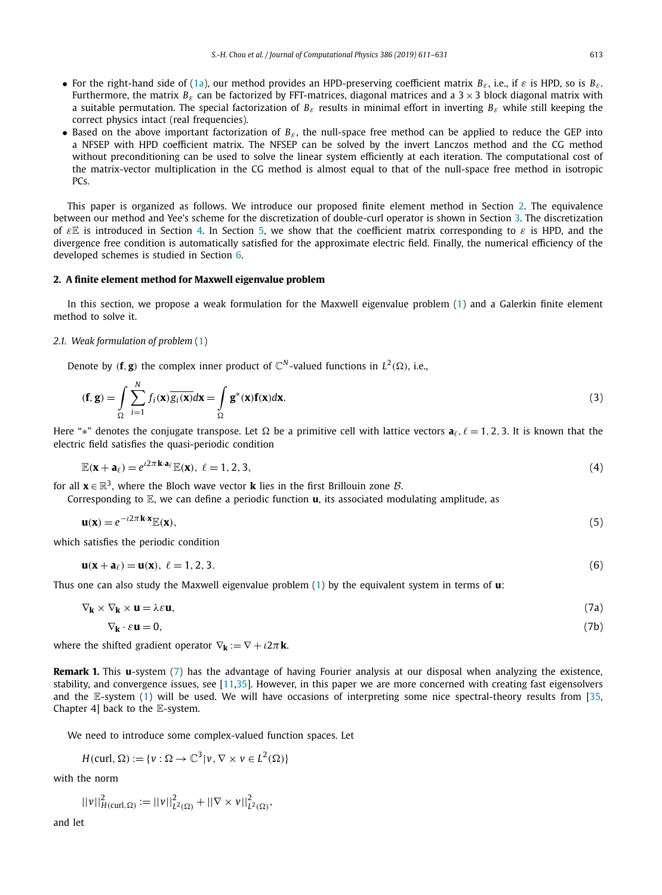- For the right-hand side of (1a), our method provides an HPD-preserving coefficient matrix $B_\varepsilon$, i.e., if $\varepsilon$ is HPD, so is $B_\varepsilon$. Furthermore, the matrix $B_\varepsilon$ can be factorized by FFT-matrices, diagonal matrices and a $3 \times 3$ block diagonal matrix with a suitable permutation. The special factorization of $B_\varepsilon$ results in minimal effort in inverting $B_\varepsilon$ while still keeping the correct physics intact (real frequencies).
- Based on the above important factorization of $B_\varepsilon$, the null-space free method can be applied to reduce the GEP into a NFSEP with HPD coefficient matrix. The NFSEP can be solved by the invert Lanczos method and the CG method without preconditioning can be used to solve the linear system efficiently at each iteration. The computational cost of the matrix-vector multiplication in the CG method is almost equal to that of the null-space free method in isotropic PCs.

This paper is organized as follows. We introduce our proposed finite element method in Section 2. The equivalence between our method and Yee's scheme for the discretization of double-curl operator is shown in Section 3. The discretization of $\varepsilon\mathbb{E}$ is introduced in Section 4. In Section 5, we show that the coefficient matrix corresponding to $\varepsilon$ is HPD, and the divergence free condition is automatically satisfied for the approximate electric field. Finally, the numerical efficiency of the developed schemes is studied in Section 6.

## 2. A finite element method for Maxwell eigenvalue problem

In this section, we propose a weak formulation for the Maxwell eigenvalue problem (1) and a Galerkin finite element method to solve it.

### 2.1. Weak formulation of problem (1)

Denote by $(\mathbf{f}, \mathbf{g})$ the complex inner product of $\mathbb{C}^N$-valued functions in $L^2(\Omega)$, i.e.,

$$(\mathbf{f}, \mathbf{g}) = \int_\Omega \sum_{i=1}^{N} f_i(\mathbf{x})\overline{g_i(\mathbf{x})}d\mathbf{x} = \int_\Omega \mathbf{g}^*(\mathbf{x})\mathbf{f}(\mathbf{x})d\mathbf{x}. \tag{3}$$

Here "$*$" denotes the conjugate transpose. Let $\Omega$ be a primitive cell with lattice vectors $\mathbf{a}_\ell$, $\ell = 1, 2, 3$. It is known that the electric field satisfies the quasi-periodic condition

$$\mathbb{E}(\mathbf{x} + \mathbf{a}_\ell) = e^{\imath 2\pi \mathbf{k}\cdot\mathbf{a}_\ell}\mathbb{E}(\mathbf{x}),\ \ell = 1, 2, 3, \tag{4}$$

for all $\mathbf{x} \in \mathbb{R}^3$, where the Bloch wave vector $\mathbf{k}$ lies in the first Brillouin zone $\mathcal{B}$.

Corresponding to $\mathbb{E}$, we can define a periodic function $\mathbf{u}$, its associated modulating amplitude, as

$$\mathbf{u}(\mathbf{x}) = e^{-\imath 2\pi \mathbf{k}\cdot\mathbf{x}}\mathbb{E}(\mathbf{x}), \tag{5}$$

which satisfies the periodic condition

$$\mathbf{u}(\mathbf{x} + \mathbf{a}_\ell) = \mathbf{u}(\mathbf{x}),\ \ell = 1, 2, 3. \tag{6}$$

Thus one can also study the Maxwell eigenvalue problem (1) by the equivalent system in terms of $\mathbf{u}$:

$$\nabla_\mathbf{k} \times \nabla_\mathbf{k} \times \mathbf{u} = \lambda\varepsilon\mathbf{u}, \tag{7a}$$

$$\nabla_\mathbf{k} \cdot \varepsilon\mathbf{u} = 0, \tag{7b}$$

where the shifted gradient operator $\nabla_\mathbf{k} := \nabla + \imath 2\pi\mathbf{k}$.

**Remark 1.** This $\mathbf{u}$-system (7) has the advantage of having Fourier analysis at our disposal when analyzing the existence, stability, and convergence issues, see [11,35]. However, in this paper we are more concerned with creating fast eigensolvers and the $\mathbb{E}$-system (1) will be used. We will have occasions of interpreting some nice spectral-theory results from [35, Chapter 4] back to the $\mathbb{E}$-system.

We need to introduce some complex-valued function spaces. Let

$$H(\text{curl}, \Omega) := \{v : \Omega \to \mathbb{C}^3 | v, \nabla \times v \in L^2(\Omega)\}$$

with the norm

$$||v||^2_{H(\text{curl},\Omega)} := ||v||^2_{L^2(\Omega)} + ||\nabla \times v||^2_{L^2(\Omega)},$$

and let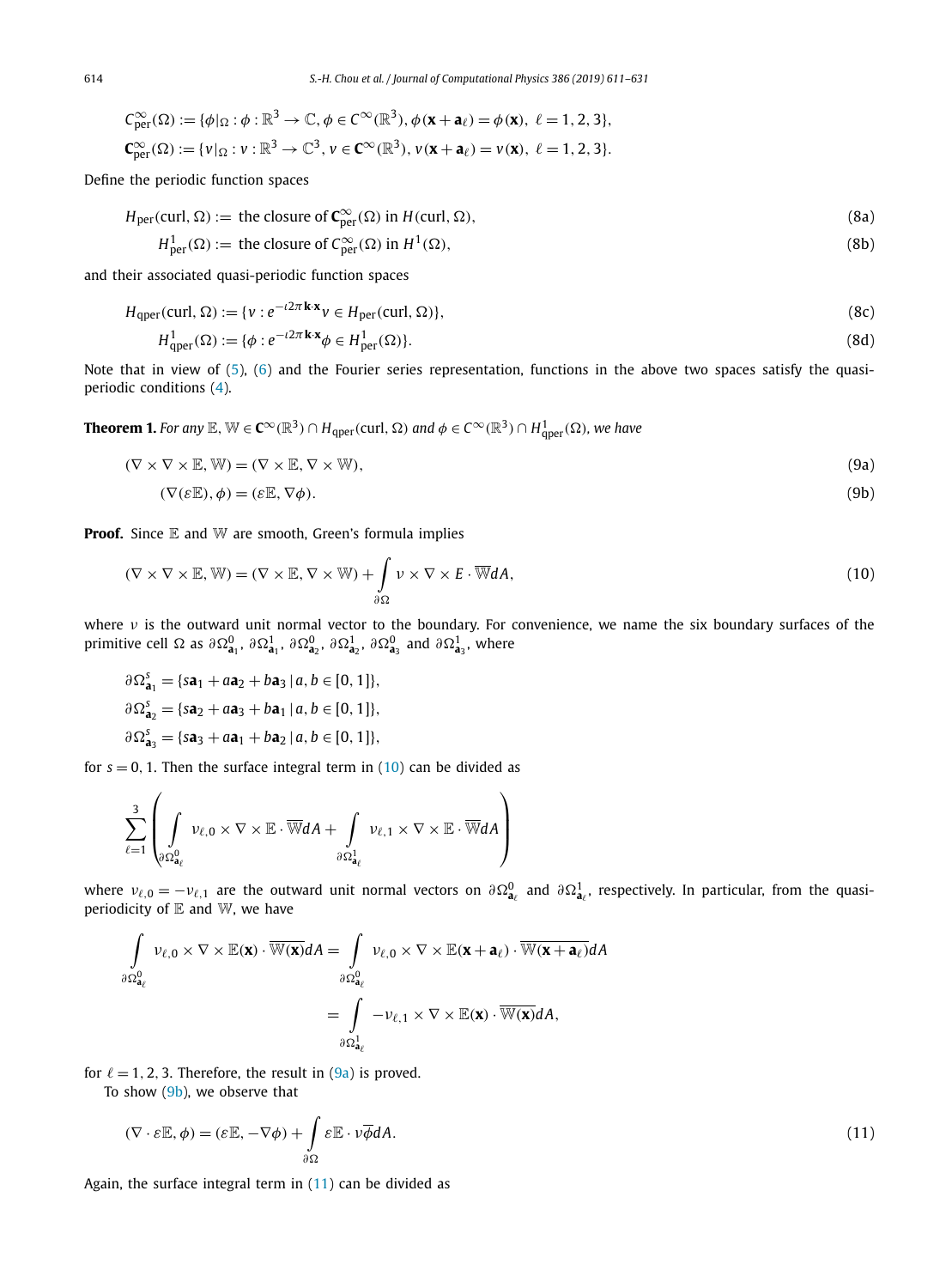$$C^{\infty}_{\text{per}}(\Omega) := \{\phi|_{\Omega} : \phi : \mathbb{R}^3 \to \mathbb{C}, \phi \in C^{\infty}(\mathbb{R}^3), \phi(\mathbf{x} + \mathbf{a}_\ell) = \phi(\mathbf{x}),\ \ell = 1, 2, 3\},$$

$$\mathbf{C}^{\infty}_{\text{per}}(\Omega) := \{v|_{\Omega} : v : \mathbb{R}^3 \to \mathbb{C}^3, v \in \mathbf{C}^{\infty}(\mathbb{R}^3), v(\mathbf{x} + \mathbf{a}_\ell) = v(\mathbf{x}),\ \ell = 1, 2, 3\}.$$

Define the periodic function spaces

$$H_{\text{per}}(\text{curl}, \Omega) := \text{ the closure of } \mathbf{C}^{\infty}_{\text{per}}(\Omega) \text{ in } H(\text{curl}, \Omega), \tag{8a}$$

$$H^1_{\text{per}}(\Omega) := \text{ the closure of } C^{\infty}_{\text{per}}(\Omega) \text{ in } H^1(\Omega), \tag{8b}$$

and their associated quasi-periodic function spaces

$$H_{\text{qper}}(\text{curl}, \Omega) := \{v : e^{-\imath 2\pi \mathbf{k}\cdot\mathbf{x}} v \in H_{\text{per}}(\text{curl}, \Omega)\}, \tag{8c}$$

$$H^1_{\text{qper}}(\Omega) := \{\phi : e^{-\imath 2\pi \mathbf{k}\cdot\mathbf{x}} \phi \in H^1_{\text{per}}(\Omega)\}. \tag{8d}$$

Note that in view of (5), (6) and the Fourier series representation, functions in the above two spaces satisfy the quasi-periodic conditions (4).

**Theorem 1.** *For any* $\mathbb{E}, \mathbb{W} \in \mathbf{C}^{\infty}(\mathbb{R}^3) \cap H_{\text{qper}}(\text{curl}, \Omega)$ *and* $\phi \in C^{\infty}(\mathbb{R}^3) \cap H^1_{\text{qper}}(\Omega)$*, we have*

$$(\nabla \times \nabla \times \mathbb{E}, \mathbb{W}) = (\nabla \times \mathbb{E}, \nabla \times \mathbb{W}), \tag{9a}$$

$$(\nabla(\varepsilon\mathbb{E}), \phi) = (\varepsilon\mathbb{E}, \nabla\phi). \tag{9b}$$

**Proof.** Since $\mathbb{E}$ and $\mathbb{W}$ are smooth, Green's formula implies

$$(\nabla \times \nabla \times \mathbb{E}, \mathbb{W}) = (\nabla \times \mathbb{E}, \nabla \times \mathbb{W}) + \int_{\partial\Omega} \nu \times \nabla \times E \cdot \overline{\mathbb{W}} dA, \tag{10}$$

where $\nu$ is the outward unit normal vector to the boundary. For convenience, we name the six boundary surfaces of the primitive cell $\Omega$ as $\partial\Omega^0_{\mathbf{a}_1}$, $\partial\Omega^1_{\mathbf{a}_1}$, $\partial\Omega^0_{\mathbf{a}_2}$, $\partial\Omega^1_{\mathbf{a}_2}$, $\partial\Omega^0_{\mathbf{a}_3}$ and $\partial\Omega^1_{\mathbf{a}_3}$, where

$$\partial\Omega^s_{\mathbf{a}_1} = \{s\mathbf{a}_1 + a\mathbf{a}_2 + b\mathbf{a}_3 \,|\, a, b \in [0, 1]\},$$

$$\partial\Omega^s_{\mathbf{a}_2} = \{s\mathbf{a}_2 + a\mathbf{a}_3 + b\mathbf{a}_1 \,|\, a, b \in [0, 1]\},$$

$$\partial\Omega^s_{\mathbf{a}_3} = \{s\mathbf{a}_3 + a\mathbf{a}_1 + b\mathbf{a}_2 \,|\, a, b \in [0, 1]\},$$

for $s = 0, 1$. Then the surface integral term in (10) can be divided as

$$\sum_{\ell=1}^{3} \left( \int_{\partial\Omega^0_{\mathbf{a}_\ell}} \nu_{\ell,0} \times \nabla \times \mathbb{E} \cdot \overline{\mathbb{W}} dA + \int_{\partial\Omega^1_{\mathbf{a}_\ell}} \nu_{\ell,1} \times \nabla \times \mathbb{E} \cdot \overline{\mathbb{W}} dA \right)$$

where $\nu_{\ell,0} = -\nu_{\ell,1}$ are the outward unit normal vectors on $\partial\Omega^0_{\mathbf{a}_\ell}$ and $\partial\Omega^1_{\mathbf{a}_\ell}$, respectively. In particular, from the quasi-periodicity of $\mathbb{E}$ and $\mathbb{W}$, we have

$$\int_{\partial\Omega^0_{\mathbf{a}_\ell}} \nu_{\ell,0} \times \nabla \times \mathbb{E}(\mathbf{x}) \cdot \overline{\mathbb{W}(\mathbf{x})} dA = \int_{\partial\Omega^0_{\mathbf{a}_\ell}} \nu_{\ell,0} \times \nabla \times \mathbb{E}(\mathbf{x} + \mathbf{a}_\ell) \cdot \overline{\mathbb{W}(\mathbf{x} + \mathbf{a}_\ell)} dA$$

$$= \int_{\partial\Omega^1_{\mathbf{a}_\ell}} -\nu_{\ell,1} \times \nabla \times \mathbb{E}(\mathbf{x}) \cdot \overline{\mathbb{W}(\mathbf{x})} dA,$$

for $\ell = 1, 2, 3$. Therefore, the result in (9a) is proved.

To show (9b), we observe that

$$(\nabla \cdot \varepsilon\mathbb{E}, \phi) = (\varepsilon\mathbb{E}, -\nabla\phi) + \int_{\partial\Omega} \varepsilon\mathbb{E} \cdot \nu\overline{\phi} dA. \tag{11}$$

Again, the surface integral term in (11) can be divided as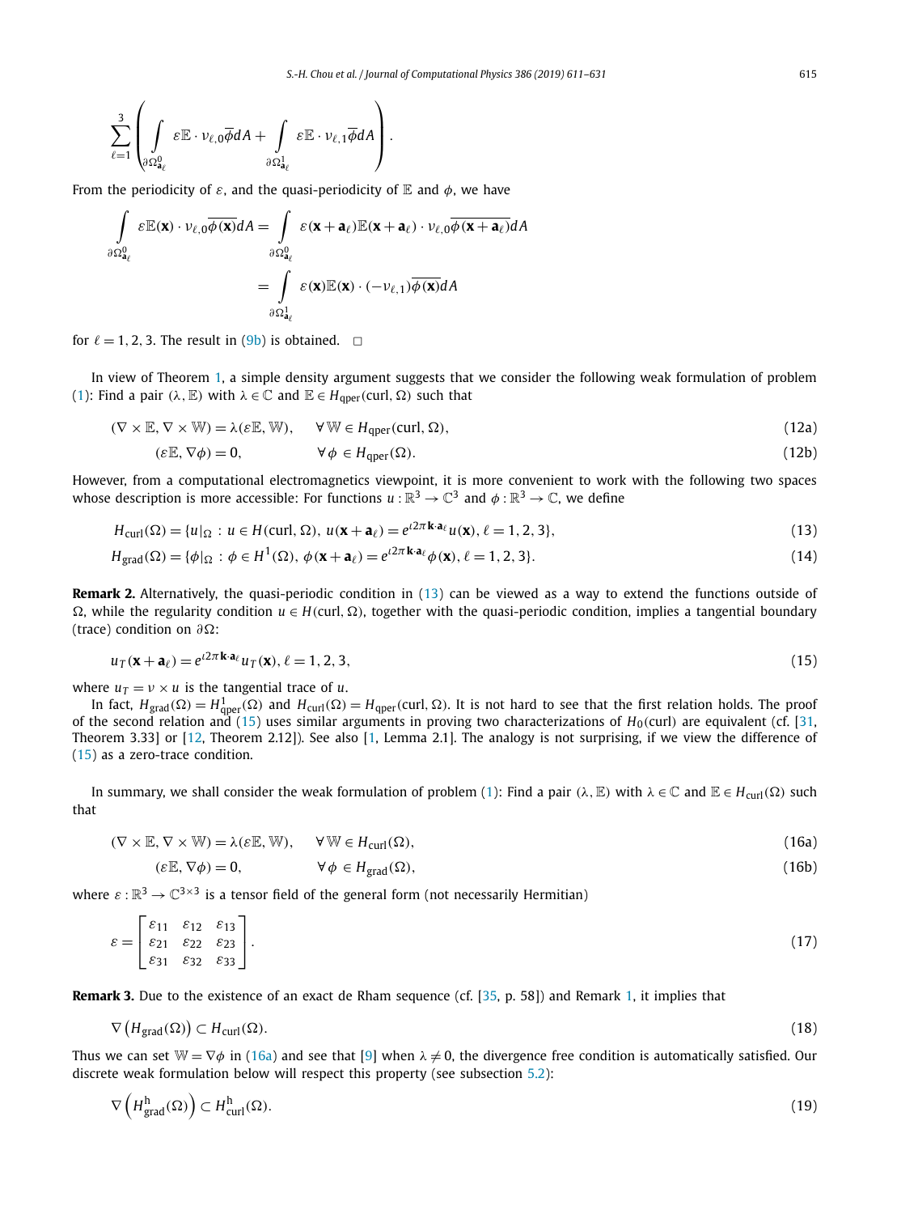$$\sum_{\ell=1}^{3}\left(\int_{\partial\Omega^{0}_{\mathbf{a}_\ell}} \varepsilon\mathbb{E}\cdot \nu_{\ell,0}\overline{\phi}dA + \int_{\partial\Omega^{1}_{\mathbf{a}_\ell}} \varepsilon\mathbb{E}\cdot \nu_{\ell,1}\overline{\phi}dA\right).$$

From the periodicity of $\varepsilon$, and the quasi-periodicity of $\mathbb{E}$ and $\phi$, we have

$$\int_{\partial\Omega^{0}_{\mathbf{a}_\ell}} \varepsilon\mathbb{E}(\mathbf{x})\cdot \nu_{\ell,0}\overline{\phi(\mathbf{x})}dA = \int_{\partial\Omega^{0}_{\mathbf{a}_\ell}} \varepsilon(\mathbf{x}+\mathbf{a}_\ell)\mathbb{E}(\mathbf{x}+\mathbf{a}_\ell)\cdot \nu_{\ell,0}\overline{\phi(\mathbf{x}+\mathbf{a}_\ell)}dA$$
$$= \int_{\partial\Omega^{1}_{\mathbf{a}_\ell}} \varepsilon(\mathbf{x})\mathbb{E}(\mathbf{x})\cdot(-\nu_{\ell,1})\overline{\phi(\mathbf{x})}dA$$

for $\ell = 1, 2, 3$. The result in (9b) is obtained. $\square$

In view of Theorem 1, a simple density argument suggests that we consider the following weak formulation of problem (1): Find a pair $(\lambda, \mathbb{E})$ with $\lambda \in \mathbb{C}$ and $\mathbb{E} \in H_{\text{qper}}(\text{curl}, \Omega)$ such that

$$(\nabla\times\mathbb{E}, \nabla\times\mathbb{W}) = \lambda(\varepsilon\mathbb{E}, \mathbb{W}), \qquad \forall\, \mathbb{W} \in H_{\text{qper}}(\text{curl}, \Omega), \tag{12a}$$

$$(\varepsilon\mathbb{E}, \nabla\phi) = 0, \qquad \forall\, \phi \in H_{\text{qper}}(\Omega). \tag{12b}$$

However, from a computational electromagnetics viewpoint, it is more convenient to work with the following two spaces whose description is more accessible: For functions $u : \mathbb{R}^3 \to \mathbb{C}^3$ and $\phi : \mathbb{R}^3 \to \mathbb{C}$, we define

$$H_{\text{curl}}(\Omega) = \{u|_\Omega : u \in H(\text{curl}, \Omega),\ u(\mathbf{x}+\mathbf{a}_\ell) = e^{\iota 2\pi \mathbf{k}\cdot\mathbf{a}_\ell}u(\mathbf{x}), \ell = 1, 2, 3\}, \tag{13}$$

$$H_{\text{grad}}(\Omega) = \{\phi|_\Omega : \phi \in H^1(\Omega),\ \phi(\mathbf{x}+\mathbf{a}_\ell) = e^{\iota 2\pi \mathbf{k}\cdot\mathbf{a}_\ell}\phi(\mathbf{x}), \ell = 1, 2, 3\}. \tag{14}$$

**Remark 2.** Alternatively, the quasi-periodic condition in (13) can be viewed as a way to extend the functions outside of $\Omega$, while the regularity condition $u \in H(\text{curl}, \Omega)$, together with the quasi-periodic condition, implies a tangential boundary (trace) condition on $\partial\Omega$:

$$u_T(\mathbf{x}+\mathbf{a}_\ell) = e^{\iota 2\pi \mathbf{k}\cdot\mathbf{a}_\ell}u_T(\mathbf{x}), \ell = 1, 2, 3, \tag{15}$$

where $u_T = \nu \times u$ is the tangential trace of $u$.

In fact, $H_{\text{grad}}(\Omega) = H^1_{\text{qper}}(\Omega)$ and $H_{\text{curl}}(\Omega) = H_{\text{qper}}(\text{curl}, \Omega)$. It is not hard to see that the first relation holds. The proof of the second relation and (15) uses similar arguments in proving two characterizations of $H_0(\text{curl})$ are equivalent (cf. [31, Theorem 3.33] or [12, Theorem 2.12]). See also [1, Lemma 2.1]. The analogy is not surprising, if we view the difference of (15) as a zero-trace condition.

In summary, we shall consider the weak formulation of problem (1): Find a pair $(\lambda, \mathbb{E})$ with $\lambda \in \mathbb{C}$ and $\mathbb{E} \in H_{\text{curl}}(\Omega)$ such that

$$(\nabla\times\mathbb{E}, \nabla\times\mathbb{W}) = \lambda(\varepsilon\mathbb{E}, \mathbb{W}), \qquad \forall\, \mathbb{W} \in H_{\text{curl}}(\Omega), \tag{16a}$$

$$(\varepsilon\mathbb{E}, \nabla\phi) = 0, \qquad \forall\, \phi \in H_{\text{grad}}(\Omega), \tag{16b}$$

where $\varepsilon : \mathbb{R}^3 \to \mathbb{C}^{3\times 3}$ is a tensor field of the general form (not necessarily Hermitian)

$$\varepsilon = \begin{bmatrix} \varepsilon_{11} & \varepsilon_{12} & \varepsilon_{13} \\ \varepsilon_{21} & \varepsilon_{22} & \varepsilon_{23} \\ \varepsilon_{31} & \varepsilon_{32} & \varepsilon_{33} \end{bmatrix}. \tag{17}$$

**Remark 3.** Due to the existence of an exact de Rham sequence (cf. [35, p. 58]) and Remark 1, it implies that

$$\nabla\left(H_{\text{grad}}(\Omega)\right) \subset H_{\text{curl}}(\Omega). \tag{18}$$

Thus we can set $\mathbb{W} = \nabla\phi$ in (16a) and see that [9] when $\lambda \neq 0$, the divergence free condition is automatically satisfied. Our discrete weak formulation below will respect this property (see subsection 5.2):

$$\nabla\left(H^{\text{h}}_{\text{grad}}(\Omega)\right) \subset H^{\text{h}}_{\text{curl}}(\Omega). \tag{19}$$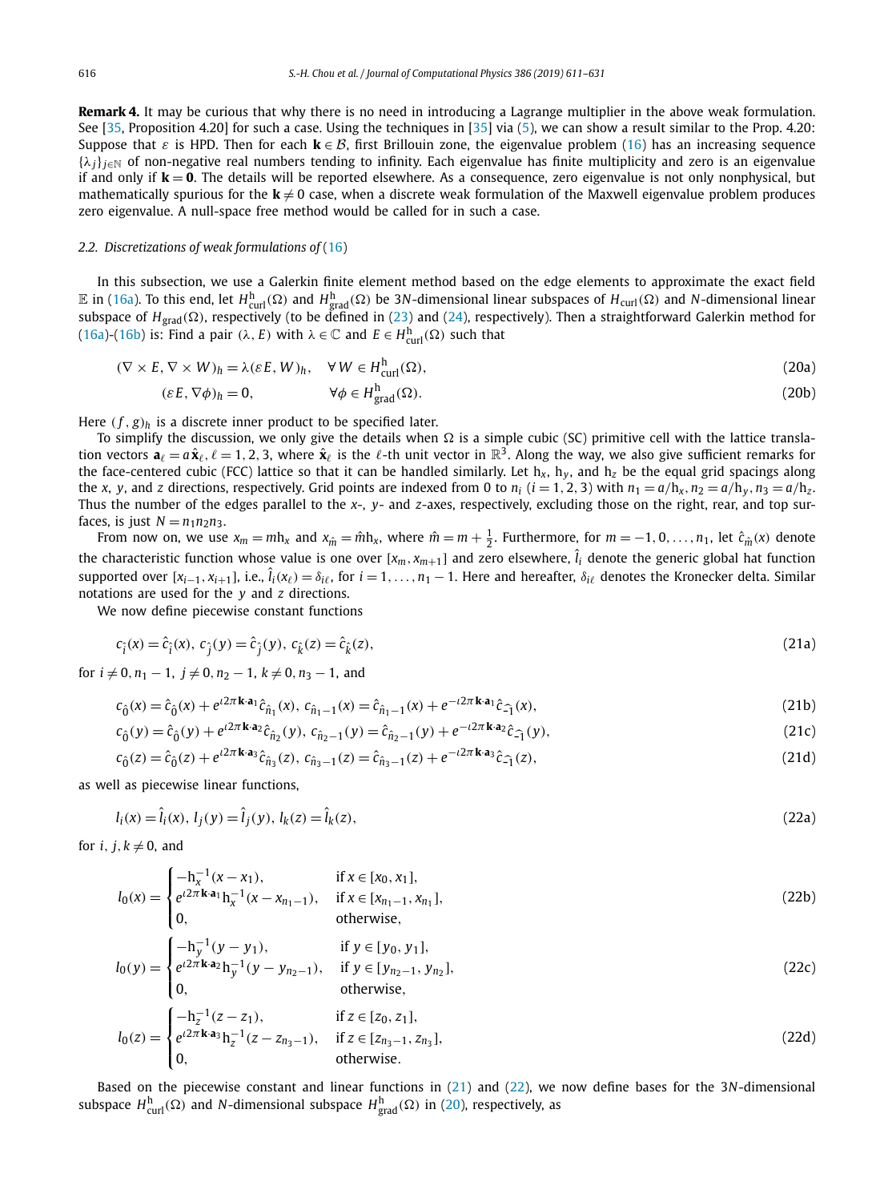**Remark 4.** It may be curious that why there is no need in introducing a Lagrange multiplier in the above weak formulation. See [35, Proposition 4.20] for such a case. Using the techniques in [35] via (5), we can show a result similar to the Prop. 4.20: Suppose that $\varepsilon$ is HPD. Then for each $\mathbf{k} \in \mathcal{B}$, first Brillouin zone, the eigenvalue problem (16) has an increasing sequence $\{\lambda_j\}_{j\in\mathbb{N}}$ of non-negative real numbers tending to infinity. Each eigenvalue has finite multiplicity and zero is an eigenvalue if and only if $\mathbf{k} = \mathbf{0}$. The details will be reported elsewhere. As a consequence, zero eigenvalue is not only nonphysical, but mathematically spurious for the $\mathbf{k} \neq 0$ case, when a discrete weak formulation of the Maxwell eigenvalue problem produces zero eigenvalue. A null-space free method would be called for in such a case.

### 2.2. Discretizations of weak formulations of (16)

In this subsection, we use a Galerkin finite element method based on the edge elements to approximate the exact field $\mathbb{E}$ in (16a). To this end, let $H^{\mathrm{h}}_{\mathrm{curl}}(\Omega)$ and $H^{\mathrm{h}}_{\mathrm{grad}}(\Omega)$ be $3N$-dimensional linear subspaces of $H_{\mathrm{curl}}(\Omega)$ and $N$-dimensional linear subspace of $H_{\mathrm{grad}}(\Omega)$, respectively (to be defined in (23) and (24), respectively). Then a straightforward Galerkin method for (16a)-(16b) is: Find a pair $(\lambda, E)$ with $\lambda \in \mathbb{C}$ and $E \in H^{\mathrm{h}}_{\mathrm{curl}}(\Omega)$ such that

$$(\nabla \times E, \nabla \times W)_h = \lambda(\varepsilon E, W)_h, \quad \forall\, W \in H^{\mathrm{h}}_{\mathrm{curl}}(\Omega), \tag{20a}$$

$$(\varepsilon E, \nabla\phi)_h = 0, \qquad \forall \phi \in H^{\mathrm{h}}_{\mathrm{grad}}(\Omega). \tag{20b}$$

Here $(f, g)_h$ is a discrete inner product to be specified later.

To simplify the discussion, we only give the details when $\Omega$ is a simple cubic (SC) primitive cell with the lattice translation vectors $\mathbf{a}_\ell = a\hat{\mathbf{x}}_\ell$, $\ell = 1, 2, 3$, where $\hat{\mathbf{x}}_\ell$ is the $\ell$-th unit vector in $\mathbb{R}^3$. Along the way, we also give sufficient remarks for the face-centered cubic (FCC) lattice so that it can be handled similarly. Let $\mathrm{h}_x$, $\mathrm{h}_y$, and $\mathrm{h}_z$ be the equal grid spacings along the $x$, $y$, and $z$ directions, respectively. Grid points are indexed from 0 to $n_i$ ($i = 1, 2, 3$) with $n_1 = a/\mathrm{h}_x$, $n_2 = a/\mathrm{h}_y$, $n_3 = a/\mathrm{h}_z$. Thus the number of the edges parallel to the $x$-, $y$- and $z$-axes, respectively, excluding those on the right, rear, and top surfaces, is just $N = n_1 n_2 n_3$.

From now on, we use $x_m = m\mathrm{h}_x$ and $x_{\hat{m}} = \hat{m}\mathrm{h}_x$, where $\hat{m} = m + \frac{1}{2}$. Furthermore, for $m = -1, 0, \ldots, n_1$, let $\hat{c}_{\hat{m}}(x)$ denote the characteristic function whose value is one over $[x_m, x_{m+1}]$ and zero elsewhere, $\hat{l}_i$ denote the generic global hat function supported over $[x_{i-1}, x_{i+1}]$, i.e., $\hat{l}_i(x_\ell) = \delta_{i\ell}$, for $i = 1, \ldots, n_1 - 1$. Here and hereafter, $\delta_{i\ell}$ denotes the Kronecker delta. Similar notations are used for the $y$ and $z$ directions.

We now define piecewise constant functions

$$c_{\hat{i}}(x) = \hat{c}_{\hat{i}}(x),\ c_{\hat{j}}(y) = \hat{c}_{\hat{j}}(y),\ c_{\hat{k}}(z) = \hat{c}_{\hat{k}}(z), \tag{21a}$$

for $i \neq 0, n_1 - 1$, $j \neq 0, n_2 - 1$, $k \neq 0, n_3 - 1$, and

$$c_{\hat{0}}(x) = \hat{c}_{\hat{0}}(x) + e^{\imath 2\pi \mathbf{k}\cdot\mathbf{a}_1}\hat{c}_{\hat{n}_1}(x),\ c_{\hat{n}_1-1}(x) = \hat{c}_{\hat{n}_1-1}(x) + e^{-\imath 2\pi \mathbf{k}\cdot\mathbf{a}_1}\hat{c}_{\widehat{-1}}(x), \tag{21b}$$

$$c_{\hat{0}}(y) = \hat{c}_{\hat{0}}(y) + e^{\imath 2\pi \mathbf{k}\cdot\mathbf{a}_2}\hat{c}_{\hat{n}_2}(y),\ c_{\hat{n}_2-1}(y) = \hat{c}_{\hat{n}_2-1}(y) + e^{-\imath 2\pi \mathbf{k}\cdot\mathbf{a}_2}\hat{c}_{\widehat{-1}}(y), \tag{21c}$$

$$c_{\hat{0}}(z) = \hat{c}_{\hat{0}}(z) + e^{\imath 2\pi \mathbf{k}\cdot\mathbf{a}_3}\hat{c}_{\hat{n}_3}(z),\ c_{\hat{n}_3-1}(z) = \hat{c}_{\hat{n}_3-1}(z) + e^{-\imath 2\pi \mathbf{k}\cdot\mathbf{a}_3}\hat{c}_{\widehat{-1}}(z), \tag{21d}$$

as well as piecewise linear functions,

$$l_i(x) = \hat{l}_i(x),\ l_j(y) = \hat{l}_j(y),\ l_k(z) = \hat{l}_k(z), \tag{22a}$$

for $i, j, k \neq 0$, and

$$l_0(x) = \begin{cases} -\mathrm{h}_x^{-1}(x - x_1), & \text{if } x \in [x_0, x_1], \\ e^{\imath 2\pi \mathbf{k}\cdot\mathbf{a}_1}\mathrm{h}_x^{-1}(x - x_{n_1-1}), & \text{if } x \in [x_{n_1-1}, x_{n_1}], \\ 0, & \text{otherwise}, \end{cases} \tag{22b}$$

$$l_0(y) = \begin{cases} -\mathrm{h}_y^{-1}(y - y_1), & \text{if } y \in [y_0, y_1], \\ e^{\imath 2\pi \mathbf{k}\cdot\mathbf{a}_2}\mathrm{h}_y^{-1}(y - y_{n_2-1}), & \text{if } y \in [y_{n_2-1}, y_{n_2}], \\ 0, & \text{otherwise}, \end{cases} \tag{22c}$$

$$l_0(z) = \begin{cases} -\mathrm{h}_z^{-1}(z - z_1), & \text{if } z \in [z_0, z_1], \\ e^{\imath 2\pi \mathbf{k}\cdot\mathbf{a}_3}\mathrm{h}_z^{-1}(z - z_{n_3-1}), & \text{if } z \in [z_{n_3-1}, z_{n_3}], \\ 0, & \text{otherwise}. \end{cases} \tag{22d}$$

Based on the piecewise constant and linear functions in (21) and (22), we now define bases for the $3N$-dimensional subspace $H^{\mathrm{h}}_{\mathrm{curl}}(\Omega)$ and $N$-dimensional subspace $H^{\mathrm{h}}_{\mathrm{grad}}(\Omega)$ in (20), respectively, as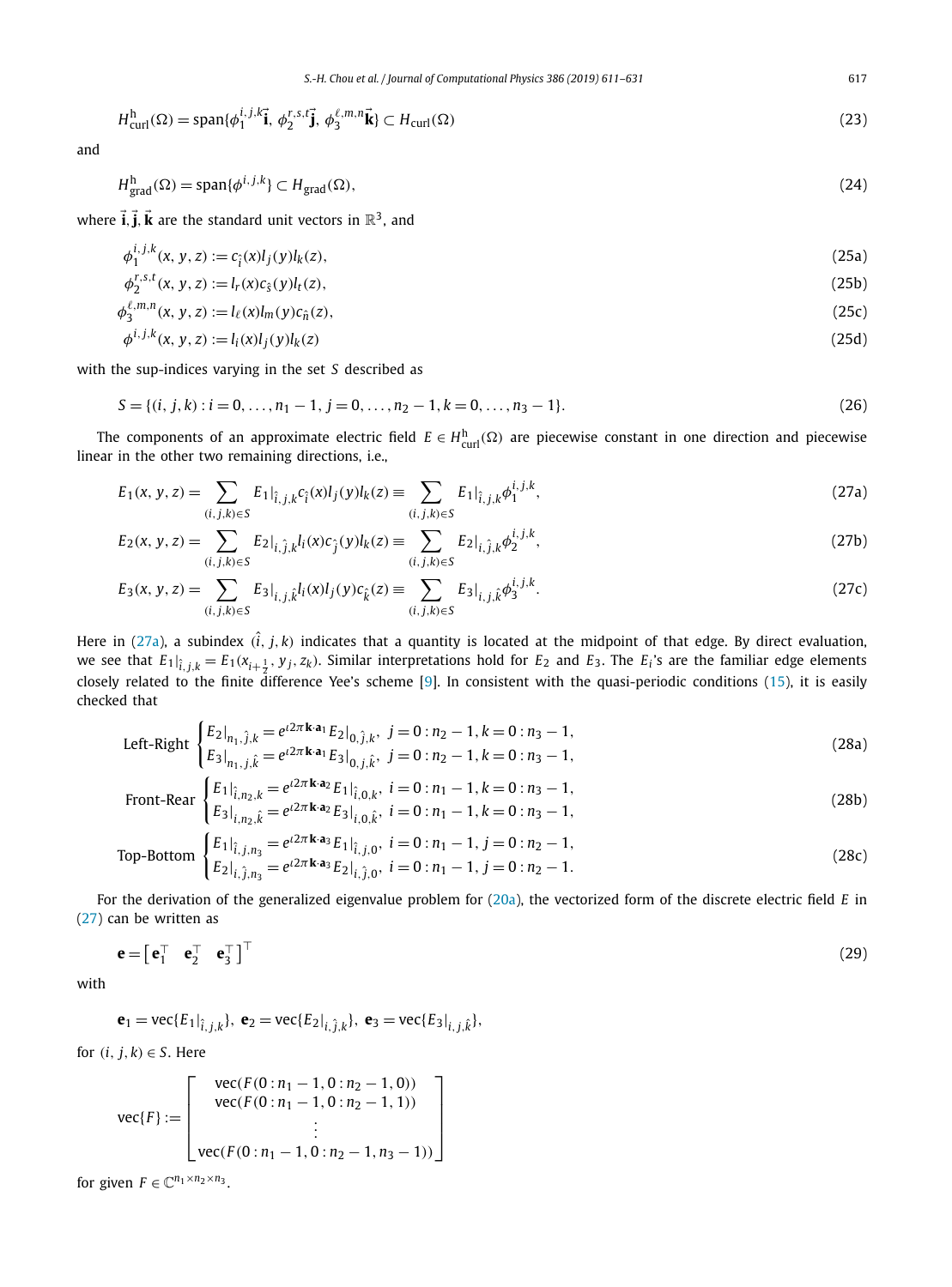$$H^{\mathrm{h}}_{\mathrm{curl}}(\Omega) = \mathrm{span}\{\phi_1^{i,j,k}\vec{\mathbf{i}},\ \phi_2^{r,s,t}\vec{\mathbf{j}},\ \phi_3^{\ell,m,n}\vec{\mathbf{k}}\} \subset H_{\mathrm{curl}}(\Omega) \tag{23}$$

and

$$H^{\mathrm{h}}_{\mathrm{grad}}(\Omega) = \mathrm{span}\{\phi^{i,j,k}\} \subset H_{\mathrm{grad}}(\Omega), \tag{24}$$

where $\vec{\mathbf{i}}, \vec{\mathbf{j}}, \vec{\mathbf{k}}$ are the standard unit vectors in $\mathbb{R}^3$, and

$$\phi_1^{i,j,k}(x,y,z) := c_{\hat{i}}(x) l_j(y) l_k(z), \tag{25a}$$

$$\phi_2^{r,s,t}(x,y,z) := l_r(x) c_{\hat{s}}(y) l_t(z), \tag{25b}$$

$$\phi_3^{\ell,m,n}(x,y,z) := l_\ell(x) l_m(y) c_{\hat{n}}(z), \tag{25c}$$

$$\phi^{i,j,k}(x,y,z) := l_i(x) l_j(y) l_k(z) \tag{25d}$$

with the sup-indices varying in the set $S$ described as

$$S = \{(i,j,k) : i = 0,\ldots,n_1-1,\ j = 0,\ldots,n_2-1,\ k = 0,\ldots,n_3-1\}. \tag{26}$$

The components of an approximate electric field $E \in H^{\mathrm{h}}_{\mathrm{curl}}(\Omega)$ are piecewise constant in one direction and piecewise linear in the other two remaining directions, i.e.,

$$E_1(x,y,z) = \sum_{(i,j,k)\in S} E_1|_{\hat{i},j,k} c_{\hat{i}}(x) l_j(y) l_k(z) \equiv \sum_{(i,j,k)\in S} E_1|_{\hat{i},j,k} \phi_1^{i,j,k}, \tag{27a}$$

$$E_2(x,y,z) = \sum_{(i,j,k)\in S} E_2|_{i,\hat{j},k} l_i(x) c_{\hat{j}}(y) l_k(z) \equiv \sum_{(i,j,k)\in S} E_2|_{i,\hat{j},k} \phi_2^{i,j,k}, \tag{27b}$$

$$E_3(x,y,z) = \sum_{(i,j,k)\in S} E_3|_{i,j,\hat{k}} l_i(x) l_j(y) c_{\hat{k}}(z) \equiv \sum_{(i,j,k)\in S} E_3|_{i,j,\hat{k}} \phi_3^{i,j,k}. \tag{27c}$$

Here in (27a), a subindex $(\hat{i}, j, k)$ indicates that a quantity is located at the midpoint of that edge. By direct evaluation, we see that $E_1|_{\hat{i},j,k} = E_1(x_{i+\frac{1}{2}}, y_j, z_k)$. Similar interpretations hold for $E_2$ and $E_3$. The $E_i$'s are the familiar edge elements closely related to the finite difference Yee's scheme [9]. In consistent with the quasi-periodic conditions (15), it is easily checked that

$$\text{Left-Right} \begin{cases} E_2|_{n_1,\hat{j},k} = e^{\imath 2\pi \mathbf{k}\cdot\mathbf{a}_1} E_2|_{0,\hat{j},k},\ j = 0:n_2-1, k = 0:n_3-1, \\ E_3|_{n_1,j,\hat{k}} = e^{\imath 2\pi \mathbf{k}\cdot\mathbf{a}_1} E_3|_{0,j,\hat{k}},\ j = 0:n_2-1, k = 0:n_3-1, \end{cases} \tag{28a}$$

$$\text{Front-Rear} \begin{cases} E_1|_{\hat{i},n_2,k} = e^{\imath 2\pi \mathbf{k}\cdot\mathbf{a}_2} E_1|_{\hat{i},0,k},\ i = 0:n_1-1, k = 0:n_3-1, \\ E_3|_{i,n_2,\hat{k}} = e^{\imath 2\pi \mathbf{k}\cdot\mathbf{a}_2} E_3|_{i,0,\hat{k}},\ i = 0:n_1-1, k = 0:n_3-1, \end{cases} \tag{28b}$$

$$\text{Top-Bottom} \begin{cases} E_1|_{\hat{i},j,n_3} = e^{\imath 2\pi \mathbf{k}\cdot\mathbf{a}_3} E_1|_{\hat{i},j,0},\ i = 0:n_1-1, j = 0:n_2-1, \\ E_2|_{i,\hat{j},n_3} = e^{\imath 2\pi \mathbf{k}\cdot\mathbf{a}_3} E_2|_{i,\hat{j},0},\ i = 0:n_1-1, j = 0:n_2-1. \end{cases} \tag{28c}$$

For the derivation of the generalized eigenvalue problem for (20a), the vectorized form of the discrete electric field $E$ in (27) can be written as

$$\mathbf{e} = \begin{bmatrix} \mathbf{e}_1^\top & \mathbf{e}_2^\top & \mathbf{e}_3^\top \end{bmatrix}^\top \tag{29}$$

with

$$\mathbf{e}_1 = \mathrm{vec}\{E_1|_{\hat{i},j,k}\},\ \mathbf{e}_2 = \mathrm{vec}\{E_2|_{i,\hat{j},k}\},\ \mathbf{e}_3 = \mathrm{vec}\{E_3|_{i,j,\hat{k}}\},$$

for $(i,j,k) \in S$. Here

$$\mathrm{vec}\{F\} := \begin{bmatrix} \mathrm{vec}(F(0:n_1-1, 0:n_2-1, 0)) \\ \mathrm{vec}(F(0:n_1-1, 0:n_2-1, 1)) \\ \vdots \\ \mathrm{vec}(F(0:n_1-1, 0:n_2-1, n_3-1)) \end{bmatrix}$$

for given $F \in \mathbb{C}^{n_1 \times n_2 \times n_3}$.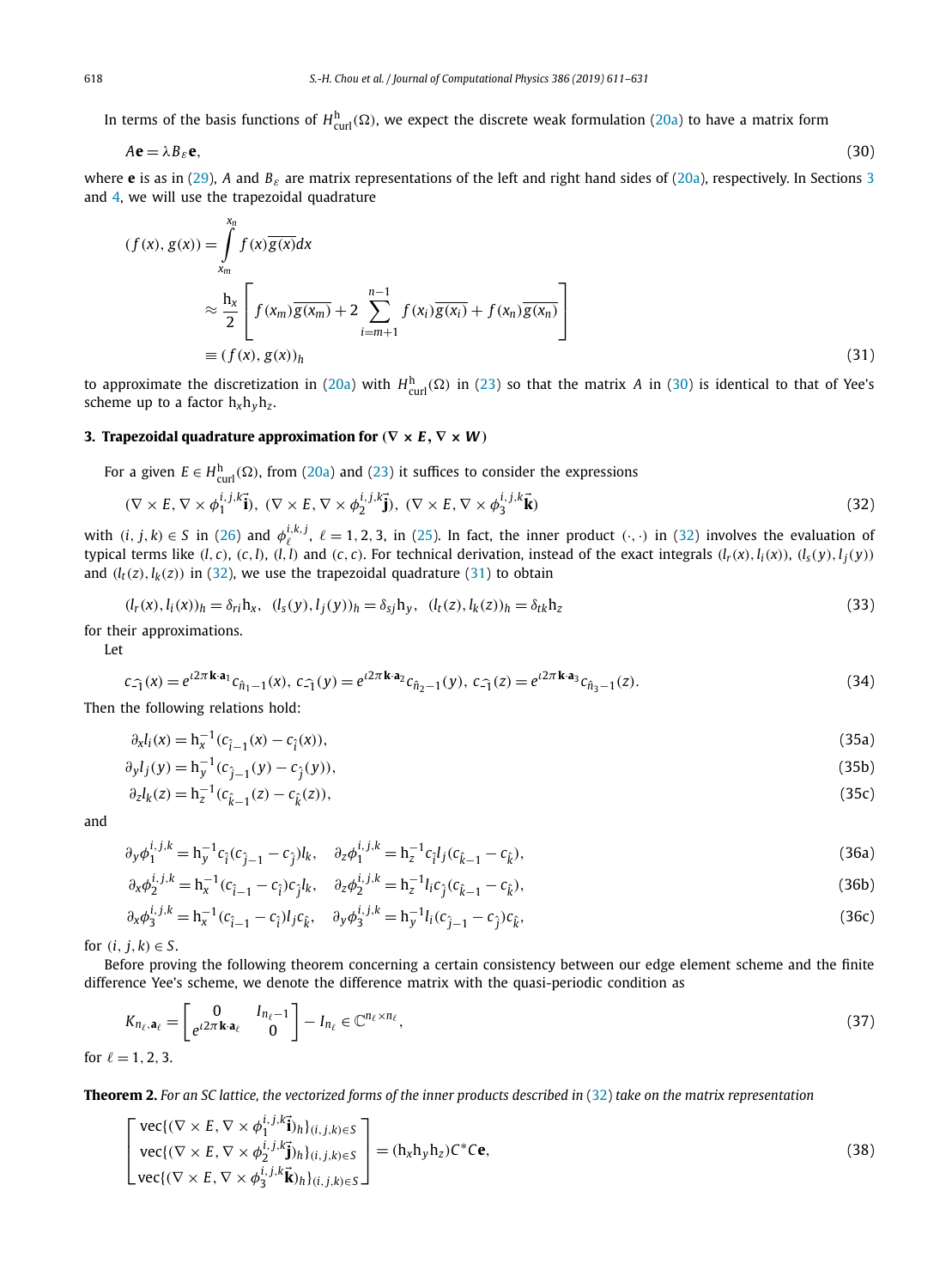In terms of the basis functions of $H^{\mathrm{h}}_{\mathrm{curl}}(\Omega)$, we expect the discrete weak formulation (20a) to have a matrix form

$$A\mathbf{e} = \lambda B_\varepsilon \mathbf{e}, \tag{30}$$

where $\mathbf{e}$ is as in (29), $A$ and $B_\varepsilon$ are matrix representations of the left and right hand sides of (20a), respectively. In Sections 3 and 4, we will use the trapezoidal quadrature

$$\begin{aligned}(f(x), g(x)) &= \int_{x_m}^{x_n} f(x)\overline{g(x)}dx \\ &\approx \frac{\mathrm{h}_x}{2}\left[ f(x_m)\overline{g(x_m)} + 2\sum_{i=m+1}^{n-1} f(x_i)\overline{g(x_i)} + f(x_n)\overline{g(x_n)} \right] \\ &\equiv (f(x), g(x))_h \end{aligned} \tag{31}$$

to approximate the discretization in (20a) with $H^{\mathrm{h}}_{\mathrm{curl}}(\Omega)$ in (23) so that the matrix $A$ in (30) is identical to that of Yee's scheme up to a factor $\mathrm{h}_x\mathrm{h}_y\mathrm{h}_z$.

## 3. Trapezoidal quadrature approximation for $(\nabla\times \boldsymbol{E}, \nabla\times \boldsymbol{W})$

For a given $E \in H^{\mathrm{h}}_{\mathrm{curl}}(\Omega)$, from (20a) and (23) it suffices to consider the expressions

$$(\nabla\times E, \nabla\times \phi_1^{i,j,k}\vec{\mathbf{i}}),\ (\nabla\times E, \nabla\times \phi_2^{i,j,k}\vec{\mathbf{j}}),\ (\nabla\times E, \nabla\times \phi_3^{i,j,k}\vec{\mathbf{k}}) \tag{32}$$

with $(i, j, k) \in S$ in (26) and $\phi_\ell^{i,k,j}$, $\ell = 1, 2, 3$, in (25). In fact, the inner product $(\cdot,\cdot)$ in (32) involves the evaluation of typical terms like $(l, c)$, $(c, l)$, $(l, l)$ and $(c, c)$. For technical derivation, instead of the exact integrals $(l_r(x), l_i(x))$, $(l_s(y), l_j(y))$ and $(l_t(z), l_k(z))$ in (32), we use the trapezoidal quadrature (31) to obtain

$$(l_r(x), l_i(x))_h = \delta_{ri}\mathrm{h}_x,\ \ (l_s(y), l_j(y))_h = \delta_{sj}\mathrm{h}_y,\ \ (l_t(z), l_k(z))_h = \delta_{tk}\mathrm{h}_z \tag{33}$$

for their approximations.

Let

$$c_{\widehat{-1}}(x) = e^{\imath 2\pi \mathbf{k}\cdot\mathbf{a}_1} c_{\hat{n}_1-1}(x),\ c_{\widehat{-1}}(y) = e^{\imath 2\pi \mathbf{k}\cdot\mathbf{a}_2} c_{\hat{n}_2-1}(y),\ c_{\widehat{-1}}(z) = e^{\imath 2\pi \mathbf{k}\cdot\mathbf{a}_3} c_{\hat{n}_3-1}(z). \tag{34}$$

Then the following relations hold:

$$\partial_x l_i(x) = \mathrm{h}_x^{-1}(c_{\hat{i}-1}(x) - c_{\hat{i}}(x)), \tag{35a}$$

$$\partial_y l_j(y) = \mathrm{h}_y^{-1}(c_{\hat{j}-1}(y) - c_{\hat{j}}(y)), \tag{35b}$$

$$\partial_z l_k(z) = \mathrm{h}_z^{-1}(c_{\hat{k}-1}(z) - c_{\hat{k}}(z)), \tag{35c}$$

and

$$\partial_y \phi_1^{i,j,k} = \mathrm{h}_y^{-1} c_{\hat{i}}(c_{\hat{j}-1} - c_{\hat{j}}) l_k,\quad \partial_z \phi_1^{i,j,k} = \mathrm{h}_z^{-1} c_{\hat{i}} l_j (c_{\hat{k}-1} - c_{\hat{k}}), \tag{36a}$$

$$\partial_x \phi_2^{i,j,k} = \mathrm{h}_x^{-1}(c_{\hat{i}-1} - c_{\hat{i}}) c_{\hat{j}} l_k,\quad \partial_z \phi_2^{i,j,k} = \mathrm{h}_z^{-1} l_i c_{\hat{j}} (c_{\hat{k}-1} - c_{\hat{k}}), \tag{36b}$$

$$\partial_x \phi_3^{i,j,k} = \mathrm{h}_x^{-1}(c_{\hat{i}-1} - c_{\hat{i}}) l_j c_{\hat{k}},\quad \partial_y \phi_3^{i,j,k} = \mathrm{h}_y^{-1} l_i (c_{\hat{j}-1} - c_{\hat{j}}) c_{\hat{k}}, \tag{36c}$$

for $(i, j, k) \in S$.

Before proving the following theorem concerning a certain consistency between our edge element scheme and the finite difference Yee's scheme, we denote the difference matrix with the quasi-periodic condition as

$$K_{n_\ell,\mathbf{a}_\ell} = \begin{bmatrix} 0 & I_{n_\ell-1} \\ e^{\imath 2\pi \mathbf{k}\cdot\mathbf{a}_\ell} & 0 \end{bmatrix} - I_{n_\ell} \in \mathbb{C}^{n_\ell\times n_\ell}, \tag{37}$$

for $\ell = 1, 2, 3$.

**Theorem 2.** *For an SC lattice, the vectorized forms of the inner products described in* (32) *take on the matrix representation*

$$\begin{bmatrix} \mathrm{vec}\{(\nabla\times E, \nabla\times \phi_1^{i,j,k}\vec{\mathbf{i}})_h\}_{(i,j,k)\in S} \\ \mathrm{vec}\{(\nabla\times E, \nabla\times \phi_2^{i,j,k}\vec{\mathbf{j}})_h\}_{(i,j,k)\in S} \\ \mathrm{vec}\{(\nabla\times E, \nabla\times \phi_3^{i,j,k}\vec{\mathbf{k}})_h\}_{(i,j,k)\in S} \end{bmatrix} = (\mathrm{h}_x\mathrm{h}_y\mathrm{h}_z) C^* C\mathbf{e}, \tag{38}$$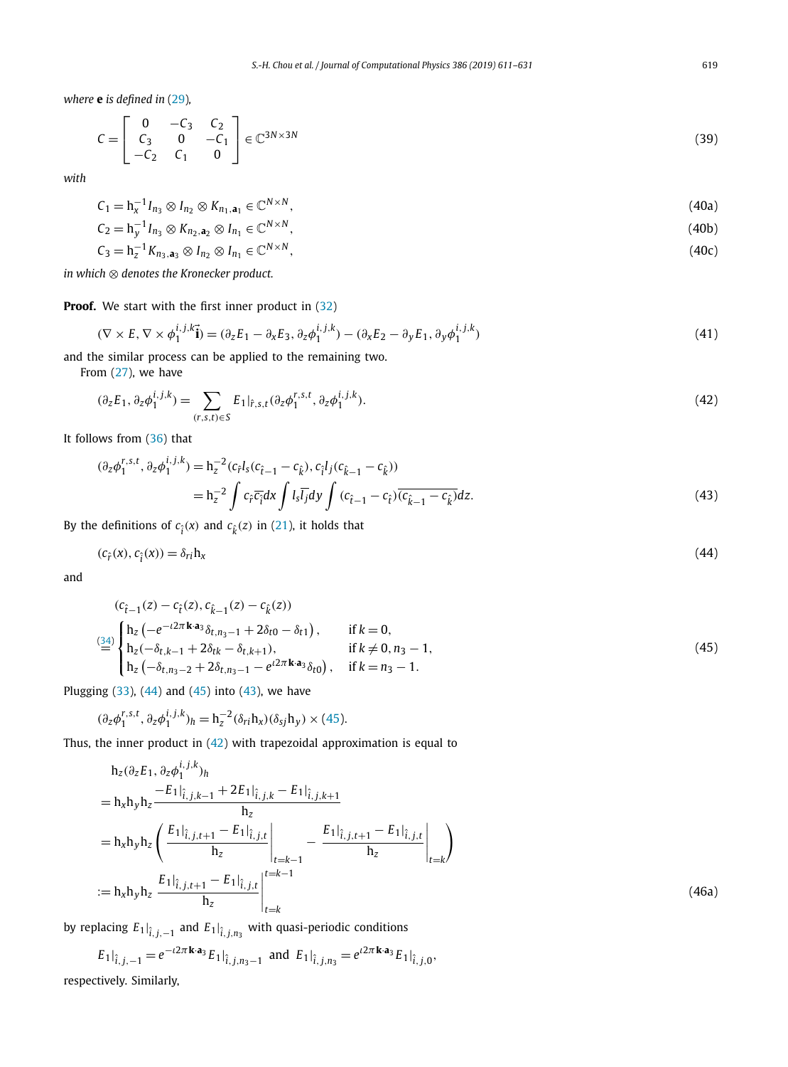*where* $\mathbf{e}$ *is defined in* (29)*,*

$$C = \begin{bmatrix} 0 & -C_3 & C_2 \\ C_3 & 0 & -C_1 \\ -C_2 & C_1 & 0 \end{bmatrix} \in \mathbb{C}^{3N\times 3N} \tag{39}$$

*with*

$$C_1 = \mathrm{h}_x^{-1} I_{n_3} \otimes I_{n_2} \otimes K_{n_1,\mathbf{a}_1} \in \mathbb{C}^{N\times N}, \tag{40a}$$

$$C_2 = \mathrm{h}_y^{-1} I_{n_3} \otimes K_{n_2,\mathbf{a}_2} \otimes I_{n_1} \in \mathbb{C}^{N\times N}, \tag{40b}$$

$$C_3 = \mathrm{h}_z^{-1} K_{n_3,\mathbf{a}_3} \otimes I_{n_2} \otimes I_{n_1} \in \mathbb{C}^{N\times N}, \tag{40c}$$

*in which* $\otimes$ *denotes the Kronecker product.*

**Proof.** We start with the first inner product in (32)

$$(\nabla\times E, \nabla\times \phi_1^{i,j,k}\vec{\mathbf{i}}) = (\partial_z E_1 - \partial_x E_3, \partial_z \phi_1^{i,j,k}) - (\partial_x E_2 - \partial_y E_1, \partial_y \phi_1^{i,j,k}) \tag{41}$$

and the similar process can be applied to the remaining two.

From (27), we have

$$(\partial_z E_1, \partial_z \phi_1^{i,j,k}) = \sum_{(r,s,t)\in S} E_1|_{\hat{r},s,t} (\partial_z \phi_1^{r,s,t}, \partial_z \phi_1^{i,j,k}). \tag{42}$$

It follows from (36) that

$$\begin{aligned}(\partial_z \phi_1^{r,s,t}, \partial_z \phi_1^{i,j,k}) &= \mathrm{h}_z^{-2}(c_{\hat{r}} l_s (c_{\hat{t}-1} - c_{\hat{k}}), c_{\hat{i}} l_j (c_{\hat{k}-1} - c_{\hat{k}})) \\ &= \mathrm{h}_z^{-2} \int c_{\hat{r}}\overline{c_{\hat{i}}}dx \int l_s \overline{l_j} dy \int (c_{\hat{t}-1} - c_{\hat{t}})\overline{(c_{\hat{k}-1} - c_{\hat{k}})}dz. \end{aligned} \tag{43}$$

By the definitions of $c_{\hat{i}}(x)$ and $c_{\hat{k}}(z)$ in (21), it holds that

$$(c_{\hat{r}}(x), c_{\hat{i}}(x)) = \delta_{ri}\mathrm{h}_x \tag{44}$$

and

$$\begin{aligned}&(c_{\hat{t}-1}(z) - c_{\hat{t}}(z), c_{\hat{k}-1}(z) - c_{\hat{k}}(z)) \\ &\overset{(34)}{=} \begin{cases} \mathrm{h}_z\left(-e^{-\iota 2\pi \mathbf{k}\cdot\mathbf{a}_3}\delta_{t,n_3-1} + 2\delta_{t0} - \delta_{t1}\right), & \text{if } k=0, \\ \mathrm{h}_z(-\delta_{t,k-1} + 2\delta_{tk} - \delta_{t,k+1}), & \text{if } k\neq 0, n_3-1, \\ \mathrm{h}_z\left(-\delta_{t,n_3-2} + 2\delta_{t,n_3-1} - e^{\iota 2\pi \mathbf{k}\cdot\mathbf{a}_3}\delta_{t0}\right), & \text{if } k = n_3-1. \end{cases}\end{aligned} \tag{45}$$

Plugging (33), (44) and (45) into (43), we have

$$(\partial_z \phi_1^{r,s,t}, \partial_z \phi_1^{i,j,k})_h = \mathrm{h}_z^{-2}(\delta_{ri}\mathrm{h}_x)(\delta_{sj}\mathrm{h}_y)\times(45).$$

Thus, the inner product in (42) with trapezoidal approximation is equal to

$$\begin{aligned}&\mathrm{h}_z(\partial_z E_1, \partial_z \phi_1^{i,j,k})_h \\ &= \mathrm{h}_x\mathrm{h}_y\mathrm{h}_z \frac{-E_1|_{\hat{i},j,k-1} + 2E_1|_{\hat{i},j,k} - E_1|_{\hat{i},j,k+1}}{\mathrm{h}_z} \\ &= \mathrm{h}_x\mathrm{h}_y\mathrm{h}_z \left( \left.\frac{E_1|_{\hat{i},j,t+1} - E_1|_{\hat{i},j,t}}{\mathrm{h}_z}\right|_{t=k-1} - \left.\frac{E_1|_{\hat{i},j,t+1} - E_1|_{\hat{i},j,t}}{\mathrm{h}_z}\right|_{t=k} \right) \\ &:= \mathrm{h}_x\mathrm{h}_y\mathrm{h}_z \left.\frac{E_1|_{\hat{i},j,t+1} - E_1|_{\hat{i},j,t}}{\mathrm{h}_z}\right|_{t=k}^{t=k-1}\end{aligned} \tag{46a}$$

by replacing $E_1|_{\hat{i},j,-1}$ and $E_1|_{\hat{i},j,n_3}$ with quasi-periodic conditions

$$E_1|_{\hat{i},j,-1} = e^{-\iota 2\pi \mathbf{k}\cdot\mathbf{a}_3} E_1|_{\hat{i},j,n_3-1} \text{ and } E_1|_{\hat{i},j,n_3} = e^{\iota 2\pi \mathbf{k}\cdot\mathbf{a}_3} E_1|_{\hat{i},j,0},$$

respectively. Similarly,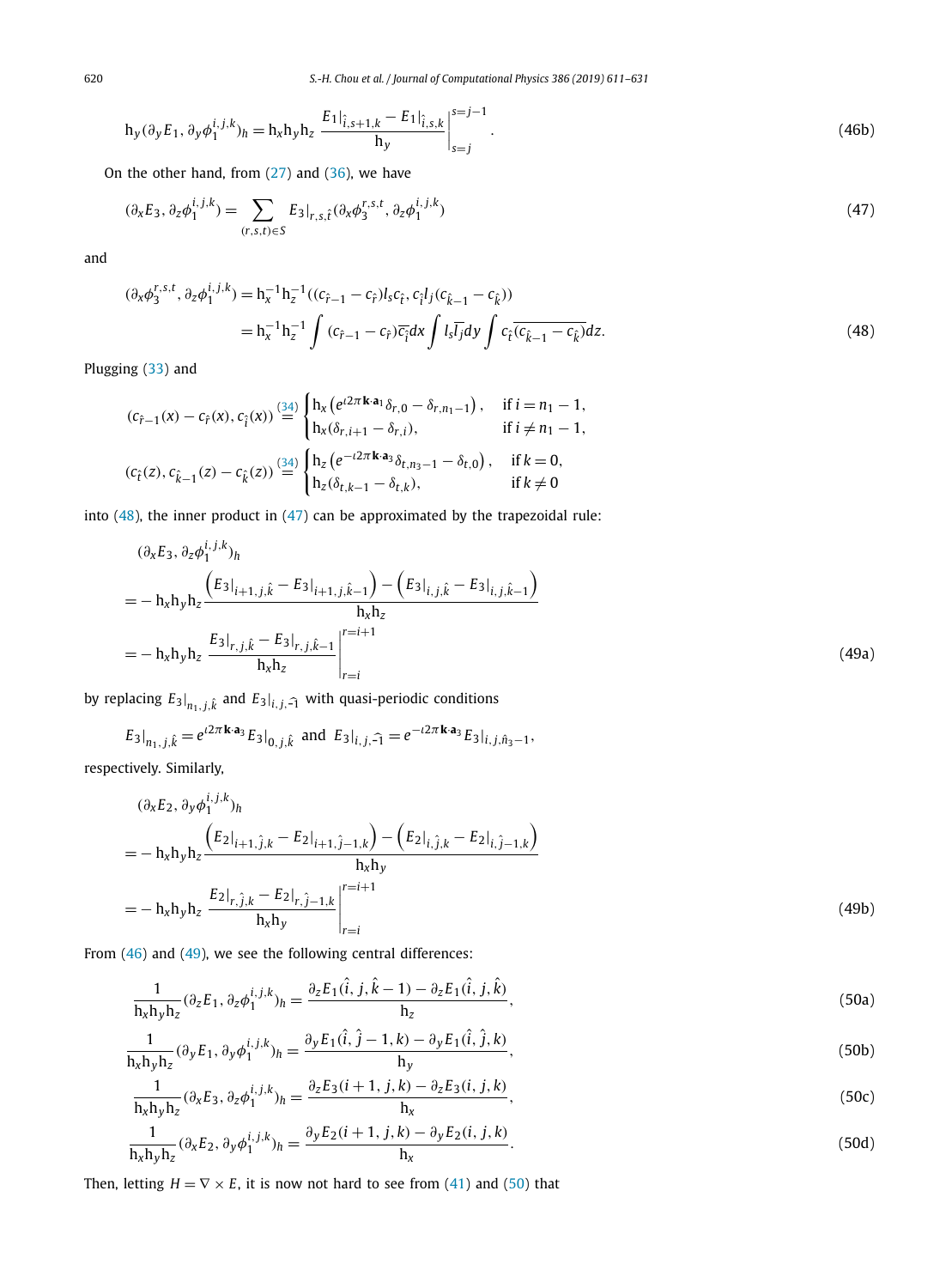$$\mathrm{h}_y(\partial_y E_1, \partial_y \phi_1^{i,j,k})_h = \mathrm{h}_x \mathrm{h}_y \mathrm{h}_z \left. \frac{E_1|_{\hat{i},s+1,k} - E_1|_{\hat{i},s,k}}{\mathrm{h}_y} \right|_{s=j}^{s=j-1}. \tag{46b}$$

On the other hand, from (27) and (36), we have

$$(\partial_x E_3, \partial_z \phi_1^{i,j,k}) = \sum_{(r,s,t)\in S} E_3|_{r,s,\hat{t}} (\partial_x \phi_3^{r,s,t}, \partial_z \phi_1^{i,j,k}) \tag{47}$$

and

$$\begin{aligned}
(\partial_x \phi_3^{r,s,t}, \partial_z \phi_1^{i,j,k}) &= \mathrm{h}_x^{-1} \mathrm{h}_z^{-1} ((c_{\hat{r}-1} - c_{\hat{r}}) l_s c_{\hat{t}}, c_{\hat{i}} l_j (c_{\hat{k}-1} - c_{\hat{k}})) \\
&= \mathrm{h}_x^{-1} \mathrm{h}_z^{-1} \int (c_{\hat{r}-1} - c_{\hat{r}}) \overline{c_{\hat{i}}} dx \int l_s \overline{l_j} dy \int c_{\hat{t}} \overline{(c_{\hat{k}-1} - c_{\hat{k}})} dz.
\end{aligned} \tag{48}$$

Plugging (33) and

$$(c_{\hat{r}-1}(x) - c_{\hat{r}}(x), c_{\hat{i}}(x)) \overset{(34)}{=} \begin{cases} \mathrm{h}_x \left( e^{\iota 2\pi \mathbf{k}\cdot\mathbf{a}_1} \delta_{r,0} - \delta_{r,n_1-1} \right), & \text{if } i = n_1 - 1, \\ \mathrm{h}_x (\delta_{r,i+1} - \delta_{r,i}), & \text{if } i \neq n_1 - 1, \end{cases}$$

$$(c_{\hat{t}}(z), c_{\hat{k}-1}(z) - c_{\hat{k}}(z)) \overset{(34)}{=} \begin{cases} \mathrm{h}_z \left( e^{-\iota 2\pi \mathbf{k}\cdot\mathbf{a}_3} \delta_{t,n_3-1} - \delta_{t,0} \right), & \text{if } k = 0, \\ \mathrm{h}_z (\delta_{t,k-1} - \delta_{t,k}), & \text{if } k \neq 0 \end{cases}$$

into (48), the inner product in (47) can be approximated by the trapezoidal rule:

$$\begin{aligned}
&(\partial_x E_3, \partial_z \phi_1^{i,j,k})_h \\
&= -\mathrm{h}_x \mathrm{h}_y \mathrm{h}_z \frac{\left( E_3|_{i+1,j,\hat{k}} - E_3|_{i+1,j,\hat{k}-1} \right) - \left( E_3|_{i,j,\hat{k}} - E_3|_{i,j,\hat{k}-1} \right)}{\mathrm{h}_x \mathrm{h}_z} \\
&= -\mathrm{h}_x \mathrm{h}_y \mathrm{h}_z \left. \frac{E_3|_{r,j,\hat{k}} - E_3|_{r,j,\hat{k}-1}}{\mathrm{h}_x \mathrm{h}_z} \right|_{r=i}^{r=i+1}
\end{aligned} \tag{49a}$$

by replacing $E_3|_{n_1,j,\hat{k}}$ and $E_3|_{i,j,\widehat{-1}}$ with quasi-periodic conditions

$$E_3|_{n_1,j,\hat{k}} = e^{\iota 2\pi \mathbf{k}\cdot\mathbf{a}_3} E_3|_{0,j,\hat{k}} \text{ and } E_3|_{i,j,\widehat{-1}} = e^{-\iota 2\pi \mathbf{k}\cdot\mathbf{a}_3} E_3|_{i,j,\hat{n}_3-1},$$

respectively. Similarly,

$$\begin{aligned}
&(\partial_x E_2, \partial_y \phi_1^{i,j,k})_h \\
&= -\mathrm{h}_x \mathrm{h}_y \mathrm{h}_z \frac{\left( E_2|_{i+1,\hat{j},k} - E_2|_{i+1,\hat{j}-1,k} \right) - \left( E_2|_{i,\hat{j},k} - E_2|_{i,\hat{j}-1,k} \right)}{\mathrm{h}_x \mathrm{h}_y} \\
&= -\mathrm{h}_x \mathrm{h}_y \mathrm{h}_z \left. \frac{E_2|_{r,\hat{j},k} - E_2|_{r,\hat{j}-1,k}}{\mathrm{h}_x \mathrm{h}_y} \right|_{r=i}^{r=i+1}
\end{aligned} \tag{49b}$$

From (46) and (49), we see the following central differences:

$$\frac{1}{\mathrm{h}_x \mathrm{h}_y \mathrm{h}_z} (\partial_z E_1, \partial_z \phi_1^{i,j,k})_h = \frac{\partial_z E_1(\hat{i}, j, \hat{k}-1) - \partial_z E_1(\hat{i}, j, \hat{k})}{\mathrm{h}_z}, \tag{50a}$$

$$\frac{1}{\mathrm{h}_x \mathrm{h}_y \mathrm{h}_z} (\partial_y E_1, \partial_y \phi_1^{i,j,k})_h = \frac{\partial_y E_1(\hat{i}, \hat{j}-1, k) - \partial_y E_1(\hat{i}, \hat{j}, k)}{\mathrm{h}_y}, \tag{50b}$$

$$\frac{1}{\mathrm{h}_x \mathrm{h}_y \mathrm{h}_z} (\partial_x E_3, \partial_z \phi_1^{i,j,k})_h = \frac{\partial_z E_3(i+1, j, k) - \partial_z E_3(i, j, k)}{\mathrm{h}_x}, \tag{50c}$$

$$\frac{1}{\mathrm{h}_x \mathrm{h}_y \mathrm{h}_z} (\partial_x E_2, \partial_y \phi_1^{i,j,k})_h = \frac{\partial_y E_2(i+1, j, k) - \partial_y E_2(i, j, k)}{\mathrm{h}_x}. \tag{50d}$$

Then, letting $H = \nabla \times E$, it is now not hard to see from (41) and (50) that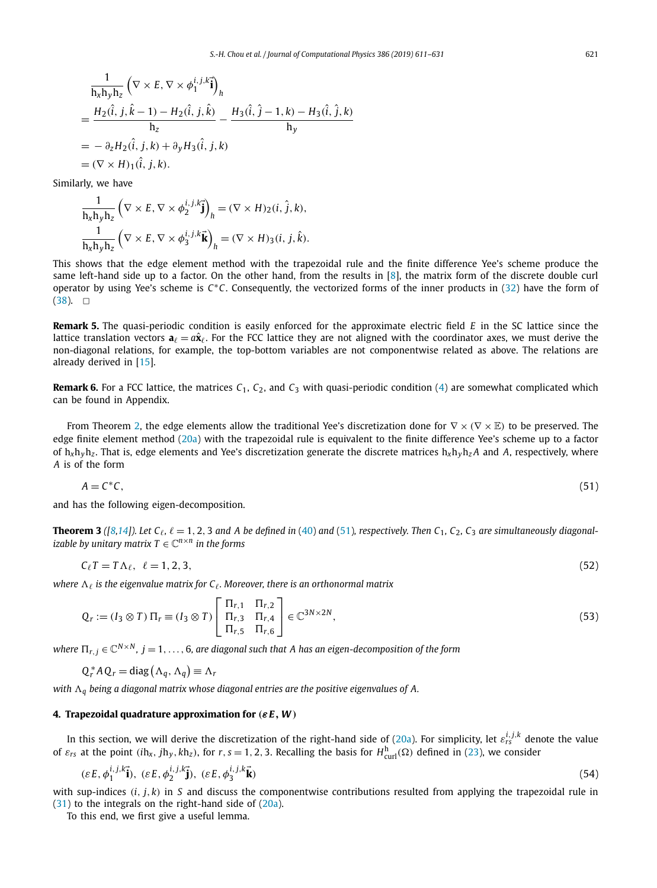$$
\begin{aligned}
&\frac{1}{\mathrm{h}_x\mathrm{h}_y\mathrm{h}_z}\left(\nabla\times E,\nabla\times\phi_1^{i,j,k}\vec{\mathbf{i}}\right)_h\\
&=\frac{H_2(\hat{i},j,\hat{k}-1)-H_2(\hat{i},j,\hat{k})}{\mathrm{h}_z}-\frac{H_3(\hat{i},\hat{j}-1,k)-H_3(\hat{i},\hat{j},k)}{\mathrm{h}_y}\\
&=-\,\partial_z H_2(\hat{i},j,k)+\partial_y H_3(\hat{i},j,k)\\
&=(\nabla\times H)_1(\hat{i},j,k).
\end{aligned}
$$

Similarly, we have

$$
\begin{aligned}
\frac{1}{\mathrm{h}_x\mathrm{h}_y\mathrm{h}_z}\left(\nabla\times E,\nabla\times\phi_2^{i,j,k}\vec{\mathbf{j}}\right)_h&=(\nabla\times H)_2(i,\hat{j},k),\\
\frac{1}{\mathrm{h}_x\mathrm{h}_y\mathrm{h}_z}\left(\nabla\times E,\nabla\times\phi_3^{i,j,k}\vec{\mathbf{k}}\right)_h&=(\nabla\times H)_3(i,j,\hat{k}).
\end{aligned}
$$

This shows that the edge element method with the trapezoidal rule and the finite difference Yee's scheme produce the same left-hand side up to a factor. On the other hand, from the results in [8], the matrix form of the discrete double curl operator by using Yee's scheme is $C^*C$. Consequently, the vectorized forms of the inner products in (32) have the form of (38). $\square$

**Remark 5.** The quasi-periodic condition is easily enforced for the approximate electric field $E$ in the SC lattice since the lattice translation vectors $\mathbf{a}_\ell = a\hat{\mathbf{x}}_\ell$. For the FCC lattice they are not aligned with the coordinator axes, we must derive the non-diagonal relations, for example, the top-bottom variables are not componentwise related as above. The relations are already derived in [15].

**Remark 6.** For a FCC lattice, the matrices $C_1$, $C_2$, and $C_3$ with quasi-periodic condition (4) are somewhat complicated which can be found in Appendix.

From Theorem 2, the edge elements allow the traditional Yee's discretization done for $\nabla\times(\nabla\times\mathbb{E})$ to be preserved. The edge finite element method (20a) with the trapezoidal rule is equivalent to the finite difference Yee's scheme up to a factor of $\mathrm{h}_x\mathrm{h}_y\mathrm{h}_z$. That is, edge elements and Yee's discretization generate the discrete matrices $\mathrm{h}_x\mathrm{h}_y\mathrm{h}_z A$ and $A$, respectively, where $A$ is of the form

$$
A = C^*C, \tag{51}
$$

and has the following eigen-decomposition.

**Theorem 3** *([8,14]). Let $C_\ell$, $\ell = 1,2,3$ and $A$ be defined in (40) and (51), respectively. Then $C_1$, $C_2$, $C_3$ are simultaneously diagonalizable by unitary matrix $T\in\mathbb{C}^{n\times n}$ in the forms*

$$
C_\ell T = T\Lambda_\ell,\quad \ell = 1,2,3, \tag{52}
$$

*where $\Lambda_\ell$ is the eigenvalue matrix for $C_\ell$. Moreover, there is an orthonormal matrix*

$$
Q_r := (I_3\otimes T)\,\Pi_r \equiv (I_3\otimes T)\begin{bmatrix}\Pi_{r,1} & \Pi_{r,2}\\ \Pi_{r,3} & \Pi_{r,4}\\ \Pi_{r,5} & \Pi_{r,6}\end{bmatrix}\in\mathbb{C}^{3N\times 2N}, \tag{53}
$$

*where $\Pi_{r,j}\in\mathbb{C}^{N\times N}$, $j = 1,\ldots,6$, are diagonal such that $A$ has an eigen-decomposition of the form*

$$
Q_r^* A Q_r = \mathrm{diag}\left(\Lambda_q,\Lambda_q\right)\equiv\Lambda_r
$$

*with $\Lambda_q$ being a diagonal matrix whose diagonal entries are the positive eigenvalues of $A$.*

## 4. Trapezoidal quadrature approximation for $(\varepsilon E, W)$

In this section, we will derive the discretization of the right-hand side of (20a). For simplicity, let $\varepsilon_{rs}^{i,j,k}$ denote the value of $\varepsilon_{rs}$ at the point $(i\mathrm{h}_x, j\mathrm{h}_y, k\mathrm{h}_z)$, for $r,s = 1,2,3$. Recalling the basis for $H^{\mathrm{h}}_{\mathrm{curl}}(\Omega)$ defined in (23), we consider

$$
(\varepsilon E,\phi_1^{i,j,k}\vec{\mathbf{i}}),\ (\varepsilon E,\phi_2^{i,j,k}\vec{\mathbf{j}}),\ (\varepsilon E,\phi_3^{i,j,k}\vec{\mathbf{k}}) \tag{54}
$$

with sup-indices $(i,j,k)$ in $S$ and discuss the componentwise contributions resulted from applying the trapezoidal rule in (31) to the integrals on the right-hand side of (20a).

To this end, we first give a useful lemma.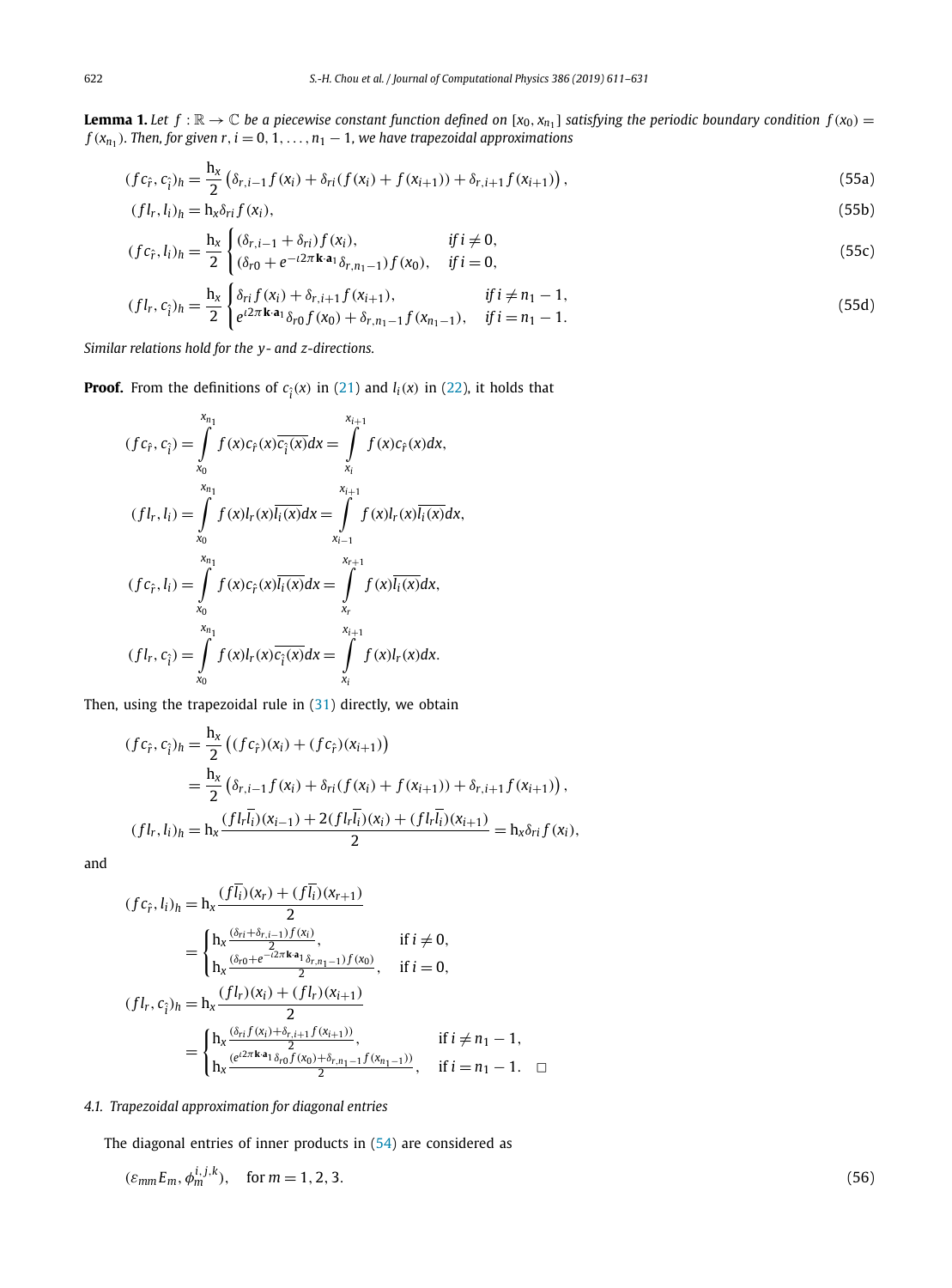**Lemma 1.** *Let $f : \mathbb{R} \to \mathbb{C}$ be a piecewise constant function defined on $[x_0, x_{n_1}]$ satisfying the periodic boundary condition $f(x_0) = f(x_{n_1})$. Then, for given $r, i = 0, 1, \ldots, n_1 - 1$, we have trapezoidal approximations*

$$
(f c_{\hat{r}}, c_{\hat{i}})_h = \frac{\mathrm{h}_x}{2}\left(\delta_{r,i-1} f(x_i) + \delta_{ri}(f(x_i) + f(x_{i+1})) + \delta_{r,i+1} f(x_{i+1})\right), \tag{55a}
$$

$$
(f l_r, l_i)_h = \mathrm{h}_x \delta_{ri} f(x_i), \tag{55b}
$$

$$
(f c_{\hat{r}}, l_i)_h = \frac{\mathrm{h}_x}{2}\begin{cases}(\delta_{r,i-1} + \delta_{ri}) f(x_i), & \text{if } i \neq 0,\\ (\delta_{r0} + e^{-\iota 2\pi \mathbf{k}\cdot\mathbf{a}_1}\delta_{r,n_1-1}) f(x_0), & \text{if } i = 0,\end{cases} \tag{55c}
$$

$$
(f l_r, c_{\hat{i}})_h = \frac{\mathrm{h}_x}{2}\begin{cases}\delta_{ri} f(x_i) + \delta_{r,i+1} f(x_{i+1}), & \text{if } i \neq n_1 - 1,\\ e^{\iota 2\pi \mathbf{k}\cdot\mathbf{a}_1}\delta_{r0} f(x_0) + \delta_{r,n_1-1} f(x_{n_1-1}), & \text{if } i = n_1 - 1.\end{cases} \tag{55d}
$$

*Similar relations hold for the $y$- and $z$-directions.*

**Proof.** From the definitions of $c_{\hat{i}}(x)$ in (21) and $l_i(x)$ in (22), it holds that

$$
(f c_{\hat{r}}, c_{\hat{i}}) = \int_{x_0}^{x_{n_1}} f(x) c_{\hat{r}}(x)\overline{c_{\hat{i}}(x)}dx = \int_{x_i}^{x_{i+1}} f(x) c_{\hat{r}}(x)dx,
$$

$$
(f l_r, l_i) = \int_{x_0}^{x_{n_1}} f(x) l_r(x)\overline{l_i(x)}dx = \int_{x_{i-1}}^{x_{i+1}} f(x) l_r(x)\overline{l_i(x)}dx,
$$

$$
(f c_{\hat{r}}, l_i) = \int_{x_0}^{x_{n_1}} f(x) c_{\hat{r}}(x)\overline{l_i(x)}dx = \int_{x_r}^{x_{r+1}} f(x)\overline{l_i(x)}dx,
$$

$$
(f l_r, c_{\hat{i}}) = \int_{x_0}^{x_{n_1}} f(x) l_r(x)\overline{c_{\hat{i}}(x)}dx = \int_{x_i}^{x_{i+1}} f(x) l_r(x)dx.
$$

Then, using the trapezoidal rule in (31) directly, we obtain

$$
\begin{aligned}
(f c_{\hat{r}}, c_{\hat{i}})_h &= \frac{\mathrm{h}_x}{2}\left((f c_{\hat{r}})(x_i) + (f c_{\hat{r}})(x_{i+1})\right)\\
&= \frac{\mathrm{h}_x}{2}\left(\delta_{r,i-1} f(x_i) + \delta_{ri}(f(x_i) + f(x_{i+1})) + \delta_{r,i+1} f(x_{i+1})\right),\\
(f l_r, l_i)_h &= \mathrm{h}_x \frac{(f l_r \overline{l_i})(x_{i-1}) + 2(f l_r \overline{l_i})(x_i) + (f l_r \overline{l_i})(x_{i+1})}{2} = \mathrm{h}_x \delta_{ri} f(x_i),
\end{aligned}
$$

and

$$
\begin{aligned}
(f c_{\hat{r}}, l_i)_h &= \mathrm{h}_x \frac{(f\overline{l_i})(x_r) + (f\overline{l_i})(x_{r+1})}{2}\\
&= \begin{cases}\mathrm{h}_x \frac{(\delta_{ri} + \delta_{r,i-1}) f(x_i)}{2}, & \text{if } i \neq 0,\\ \mathrm{h}_x \frac{(\delta_{r0} + e^{-\iota 2\pi \mathbf{k}\cdot\mathbf{a}_1}\delta_{r,n_1-1}) f(x_0)}{2}, & \text{if } i = 0,\end{cases}\\
(f l_r, c_{\hat{i}})_h &= \mathrm{h}_x \frac{(f l_r)(x_i) + (f l_r)(x_{i+1})}{2}\\
&= \begin{cases}\mathrm{h}_x \frac{(\delta_{ri} f(x_i) + \delta_{r,i+1} f(x_{i+1}))}{2}, & \text{if } i \neq n_1 - 1,\\ \mathrm{h}_x \frac{(e^{\iota 2\pi \mathbf{k}\cdot\mathbf{a}_1}\delta_{r0} f(x_0) + \delta_{r,n_1-1} f(x_{n_1-1}))}{2}, & \text{if } i = n_1 - 1.\end{cases} \quad \square
\end{aligned}
$$

### 4.1. Trapezoidal approximation for diagonal entries

The diagonal entries of inner products in (54) are considered as

$$
(\varepsilon_{mm} E_m, \phi_m^{i,j,k}), \quad \text{for } m = 1, 2, 3. \tag{56}
$$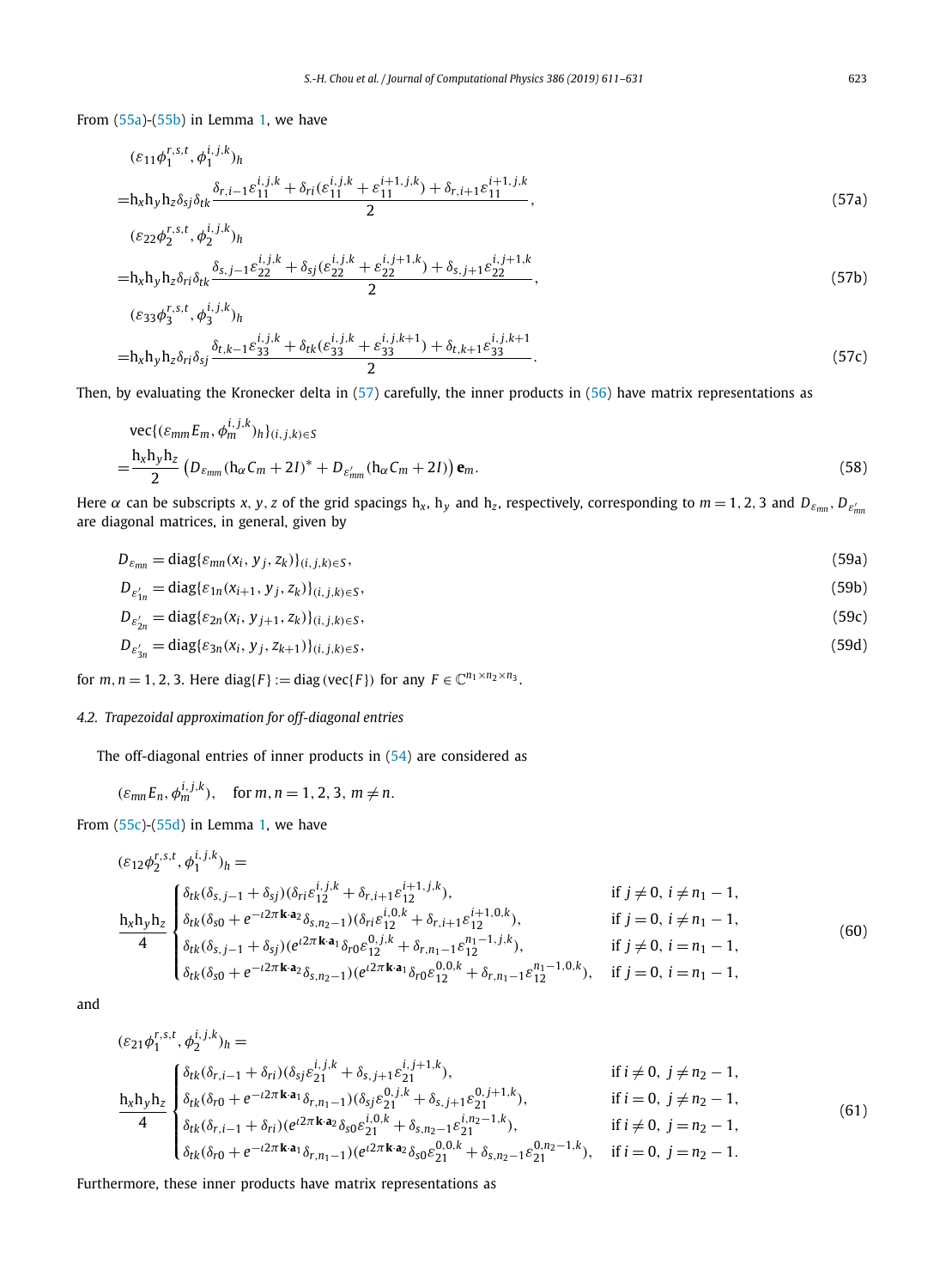From (55a)-(55b) in Lemma 1, we have

$$
\begin{aligned}
&(\varepsilon_{11}\phi_1^{r,s,t}, \phi_1^{i,j,k})_h \\
=&\mathrm{h}_x\mathrm{h}_y\mathrm{h}_z\delta_{sj}\delta_{tk}\frac{\delta_{r,i-1}\varepsilon_{11}^{i,j,k} + \delta_{ri}(\varepsilon_{11}^{i,j,k} + \varepsilon_{11}^{i+1,j,k}) + \delta_{r,i+1}\varepsilon_{11}^{i+1,j,k}}{2},
\end{aligned}
\tag{57a}
$$

$$
\begin{aligned}
&(\varepsilon_{22}\phi_2^{r,s,t}, \phi_2^{i,j,k})_h \\
=&\mathrm{h}_x\mathrm{h}_y\mathrm{h}_z\delta_{ri}\delta_{tk}\frac{\delta_{s,j-1}\varepsilon_{22}^{i,j,k} + \delta_{sj}(\varepsilon_{22}^{i,j,k} + \varepsilon_{22}^{i,j+1,k}) + \delta_{s,j+1}\varepsilon_{22}^{i,j+1,k}}{2},
\end{aligned}
\tag{57b}
$$

$$
\begin{aligned}
&(\varepsilon_{33}\phi_3^{r,s,t}, \phi_3^{i,j,k})_h \\
=&\mathrm{h}_x\mathrm{h}_y\mathrm{h}_z\delta_{ri}\delta_{sj}\frac{\delta_{t,k-1}\varepsilon_{33}^{i,j,k} + \delta_{tk}(\varepsilon_{33}^{i,j,k} + \varepsilon_{33}^{i,j,k+1}) + \delta_{t,k+1}\varepsilon_{33}^{i,j,k+1}}{2}.
\end{aligned}
\tag{57c}
$$

Then, by evaluating the Kronecker delta in (57) carefully, the inner products in (56) have matrix representations as

$$
\begin{aligned}
&\mathrm{vec}\{(\varepsilon_{mm}E_m, \phi_m^{i,j,k})_h\}_{(i,j,k)\in S} \\
=&\frac{\mathrm{h}_x\mathrm{h}_y\mathrm{h}_z}{2}\left(D_{\varepsilon_{mm}}(\mathrm{h}_\alpha C_m + 2I)^* + D_{\varepsilon'_{mm}}(\mathrm{h}_\alpha C_m + 2I)\right)\mathbf{e}_m.
\end{aligned}
\tag{58}
$$

Here $\alpha$ can be subscripts $x, y, z$ of the grid spacings $\mathrm{h}_x$, $\mathrm{h}_y$ and $\mathrm{h}_z$, respectively, corresponding to $m = 1, 2, 3$ and $D_{\varepsilon_{mn}}, D_{\varepsilon'_{mn}}$ are diagonal matrices, in general, given by

$$
D_{\varepsilon_{mn}} = \mathrm{diag}\{\varepsilon_{mn}(x_i, y_j, z_k)\}_{(i,j,k)\in S}, \tag{59a}
$$

$$
D_{\varepsilon'_{1n}} = \mathrm{diag}\{\varepsilon_{1n}(x_{i+1}, y_j, z_k)\}_{(i,j,k)\in S}, \tag{59b}
$$

$$
D_{\varepsilon'_{2n}} = \mathrm{diag}\{\varepsilon_{2n}(x_i, y_{j+1}, z_k)\}_{(i,j,k)\in S}, \tag{59c}
$$

$$
D_{\varepsilon'_{3n}} = \mathrm{diag}\{\varepsilon_{3n}(x_i, y_j, z_{k+1})\}_{(i,j,k)\in S}, \tag{59d}
$$

for $m, n = 1, 2, 3$. Here $\mathrm{diag}\{F\} := \mathrm{diag}(\mathrm{vec}\{F\})$ for any $F \in \mathbb{C}^{n_1\times n_2\times n_3}$.

### 4.2. Trapezoidal approximation for off-diagonal entries

The off-diagonal entries of inner products in (54) are considered as

$$
(\varepsilon_{mn}E_n, \phi_m^{i,j,k}), \quad \text{for } m, n = 1, 2, 3,\ m \neq n.
$$

From (55c)-(55d) in Lemma 1, we have

$$
\begin{aligned}
&(\varepsilon_{12}\phi_2^{r,s,t}, \phi_1^{i,j,k})_h = \\
&\frac{\mathrm{h}_x\mathrm{h}_y\mathrm{h}_z}{4}
\begin{cases}
\delta_{tk}(\delta_{s,j-1} + \delta_{sj})(\delta_{ri}\varepsilon_{12}^{i,j,k} + \delta_{r,i+1}\varepsilon_{12}^{i+1,j,k}), & \text{if } j \neq 0,\ i \neq n_1 - 1, \\
\delta_{tk}(\delta_{s0} + e^{-\iota 2\pi \mathbf{k}\cdot\mathbf{a}_2}\delta_{s,n_2-1})(\delta_{ri}\varepsilon_{12}^{i,0,k} + \delta_{r,i+1}\varepsilon_{12}^{i+1,0,k}), & \text{if } j = 0,\ i \neq n_1 - 1, \\
\delta_{tk}(\delta_{s,j-1} + \delta_{sj})(e^{\iota 2\pi \mathbf{k}\cdot\mathbf{a}_1}\delta_{r0}\varepsilon_{12}^{0,j,k} + \delta_{r,n_1-1}\varepsilon_{12}^{n_1-1,j,k}), & \text{if } j \neq 0,\ i = n_1 - 1, \\
\delta_{tk}(\delta_{s0} + e^{-\iota 2\pi \mathbf{k}\cdot\mathbf{a}_2}\delta_{s,n_2-1})(e^{\iota 2\pi \mathbf{k}\cdot\mathbf{a}_1}\delta_{r0}\varepsilon_{12}^{0,0,k} + \delta_{r,n_1-1}\varepsilon_{12}^{n_1-1,0,k}), & \text{if } j = 0,\ i = n_1 - 1,
\end{cases}
\end{aligned}
\tag{60}
$$

and

$$
\begin{aligned}
&(\varepsilon_{21}\phi_1^{r,s,t}, \phi_2^{i,j,k})_h = \\
&\frac{\mathrm{h}_x\mathrm{h}_y\mathrm{h}_z}{4}
\begin{cases}
\delta_{tk}(\delta_{r,i-1} + \delta_{ri})(\delta_{sj}\varepsilon_{21}^{i,j,k} + \delta_{s,j+1}\varepsilon_{21}^{i,j+1,k}), & \text{if } i \neq 0,\ j \neq n_2 - 1, \\
\delta_{tk}(\delta_{r0} + e^{-\iota 2\pi \mathbf{k}\cdot\mathbf{a}_1}\delta_{r,n_1-1})(\delta_{sj}\varepsilon_{21}^{0,j,k} + \delta_{s,j+1}\varepsilon_{21}^{0,j+1,k}), & \text{if } i = 0,\ j \neq n_2 - 1, \\
\delta_{tk}(\delta_{r,i-1} + \delta_{ri})(e^{\iota 2\pi \mathbf{k}\cdot\mathbf{a}_2}\delta_{s0}\varepsilon_{21}^{i,0,k} + \delta_{s,n_2-1}\varepsilon_{21}^{i,n_2-1,k}), & \text{if } i \neq 0,\ j = n_2 - 1, \\
\delta_{tk}(\delta_{r0} + e^{-\iota 2\pi \mathbf{k}\cdot\mathbf{a}_1}\delta_{r,n_1-1})(e^{\iota 2\pi \mathbf{k}\cdot\mathbf{a}_2}\delta_{s0}\varepsilon_{21}^{0,0,k} + \delta_{s,n_2-1}\varepsilon_{21}^{0,n_2-1,k}), & \text{if } i = 0,\ j = n_2 - 1.
\end{cases}
\end{aligned}
\tag{61}
$$

Furthermore, these inner products have matrix representations as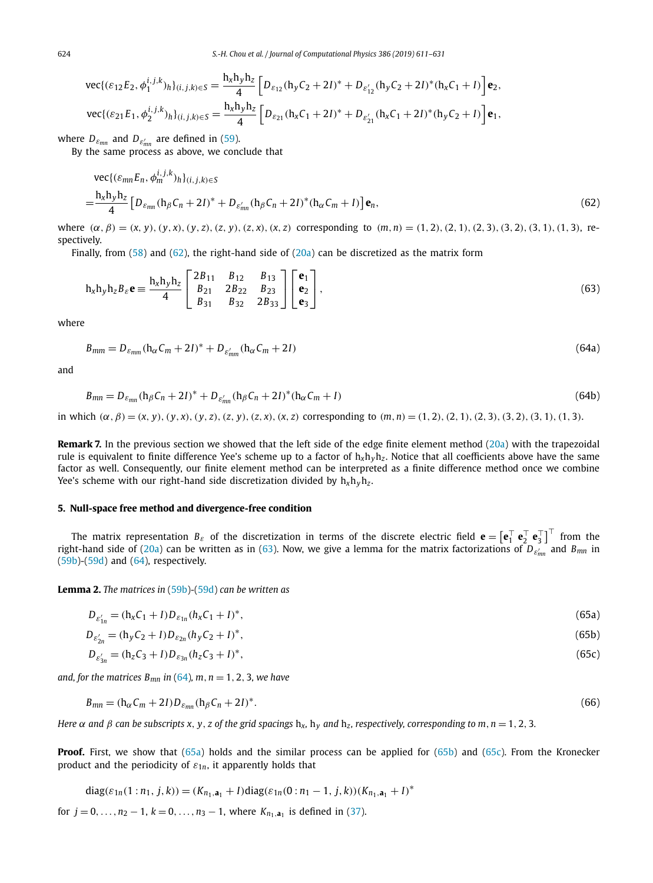$$\text{vec}\{(\varepsilon_{12}E_2, \phi_1^{i,j,k})_h\}_{(i,j,k)\in S} = \frac{\mathrm{h}_x\mathrm{h}_y\mathrm{h}_z}{4}\left[D_{\varepsilon_{12}}(\mathrm{h}_yC_2+2I)^* + D_{\varepsilon'_{12}}(\mathrm{h}_yC_2+2I)^*(\mathrm{h}_xC_1+I)\right]\mathbf{e}_2,$$

$$\text{vec}\{(\varepsilon_{21}E_1, \phi_2^{i,j,k})_h\}_{(i,j,k)\in S} = \frac{\mathrm{h}_x\mathrm{h}_y\mathrm{h}_z}{4}\left[D_{\varepsilon_{21}}(\mathrm{h}_xC_1+2I)^* + D_{\varepsilon'_{21}}(\mathrm{h}_xC_1+2I)^*(\mathrm{h}_yC_2+I)\right]\mathbf{e}_1,$$

where $D_{\varepsilon_{mn}}$ and $D_{\varepsilon'_{mn}}$ are defined in (59).

By the same process as above, we conclude that

$$\begin{aligned}&\text{vec}\{(\varepsilon_{mn}E_n, \phi_m^{i,j,k})_h\}_{(i,j,k)\in S}\\ =&\frac{\mathrm{h}_x\mathrm{h}_y\mathrm{h}_z}{4}\left[D_{\varepsilon_{mn}}(\mathrm{h}_\beta C_n+2I)^* + D_{\varepsilon'_{mn}}(\mathrm{h}_\beta C_n+2I)^*(\mathrm{h}_\alpha C_m+I)\right]\mathbf{e}_n,\end{aligned} \tag{62}$$

where $(\alpha,\beta)=(x,y),(y,x),(y,z),(z,y),(z,x),(x,z)$ corresponding to $(m,n)=(1,2),(2,1),(2,3),(3,2),(3,1),(1,3)$, respectively.

Finally, from (58) and (62), the right-hand side of (20a) can be discretized as the matrix form

$$\mathrm{h}_x\mathrm{h}_y\mathrm{h}_z B_\varepsilon \mathbf{e} \equiv \frac{\mathrm{h}_x\mathrm{h}_y\mathrm{h}_z}{4}\begin{bmatrix}2B_{11} & B_{12} & B_{13}\\ B_{21} & 2B_{22} & B_{23}\\ B_{31} & B_{32} & 2B_{33}\end{bmatrix}\begin{bmatrix}\mathbf{e}_1\\ \mathbf{e}_2\\ \mathbf{e}_3\end{bmatrix}, \tag{63}$$

where

$$B_{mm} = D_{\varepsilon_{mm}}(\mathrm{h}_\alpha C_m+2I)^* + D_{\varepsilon'_{mm}}(\mathrm{h}_\alpha C_m+2I) \tag{64a}$$

and

$$B_{mn} = D_{\varepsilon_{mn}}(\mathrm{h}_\beta C_n+2I)^* + D_{\varepsilon'_{mn}}(\mathrm{h}_\beta C_n+2I)^*(\mathrm{h}_\alpha C_m+I) \tag{64b}$$

in which $(\alpha,\beta)=(x,y),(y,x),(y,z),(z,y),(z,x),(x,z)$ corresponding to $(m,n)=(1,2),(2,1),(2,3),(3,2),(3,1),(1,3)$.

**Remark 7.** In the previous section we showed that the left side of the edge finite element method (20a) with the trapezoidal rule is equivalent to finite difference Yee's scheme up to a factor of $\mathrm{h}_x\mathrm{h}_y\mathrm{h}_z$. Notice that all coefficients above have the same factor as well. Consequently, our finite element method can be interpreted as a finite difference method once we combine Yee's scheme with our right-hand side discretization divided by $\mathrm{h}_x\mathrm{h}_y\mathrm{h}_z$.

## 5. Null-space free method and divergence-free condition

The matrix representation $B_\varepsilon$ of the discretization in terms of the discrete electric field $\mathbf{e} = \begin{bmatrix}\mathbf{e}_1^\top\ \mathbf{e}_2^\top\ \mathbf{e}_3^\top\end{bmatrix}^\top$ from the right-hand side of (20a) can be written as in (63). Now, we give a lemma for the matrix factorizations of $D_{\varepsilon'_{mn}}$ and $B_{mn}$ in (59b)-(59d) and (64), respectively.

**Lemma 2.** *The matrices in* (59b)-(59d) *can be written as*

$$D_{\varepsilon'_{1n}} = (\mathrm{h}_xC_1+I)D_{\varepsilon_{1n}}(h_xC_1+I)^*, \tag{65a}$$

$$D_{\varepsilon'_{2n}} = (\mathrm{h}_yC_2+I)D_{\varepsilon_{2n}}(h_yC_2+I)^*, \tag{65b}$$

$$D_{\varepsilon'_{3n}} = (\mathrm{h}_zC_3+I)D_{\varepsilon_{3n}}(h_zC_3+I)^*, \tag{65c}$$

*and, for the matrices* $B_{mn}$ *in* (64)*,* $m,n=1,2,3$*, we have*

$$B_{mn} = (\mathrm{h}_\alpha C_m+2I)D_{\varepsilon_{mn}}(\mathrm{h}_\beta C_n+2I)^*. \tag{66}$$

*Here* $\alpha$ *and* $\beta$ *can be subscripts* $x$, $y$, $z$ *of the grid spacings* $\mathrm{h}_x$, $\mathrm{h}_y$ *and* $\mathrm{h}_z$*, respectively, corresponding to* $m,n=1,2,3$.

**Proof.** First, we show that (65a) holds and the similar process can be applied for (65b) and (65c). From the Kronecker product and the periodicity of $\varepsilon_{1n}$, it apparently holds that

$$\text{diag}(\varepsilon_{1n}(1:n_1,j,k)) = (K_{n_1,\mathbf{a}_1}+I)\text{diag}(\varepsilon_{1n}(0:n_1-1,j,k))(K_{n_1,\mathbf{a}_1}+I)^*$$

for $j=0,\ldots,n_2-1$, $k=0,\ldots,n_3-1$, where $K_{n_1,\mathbf{a}_1}$ is defined in (37).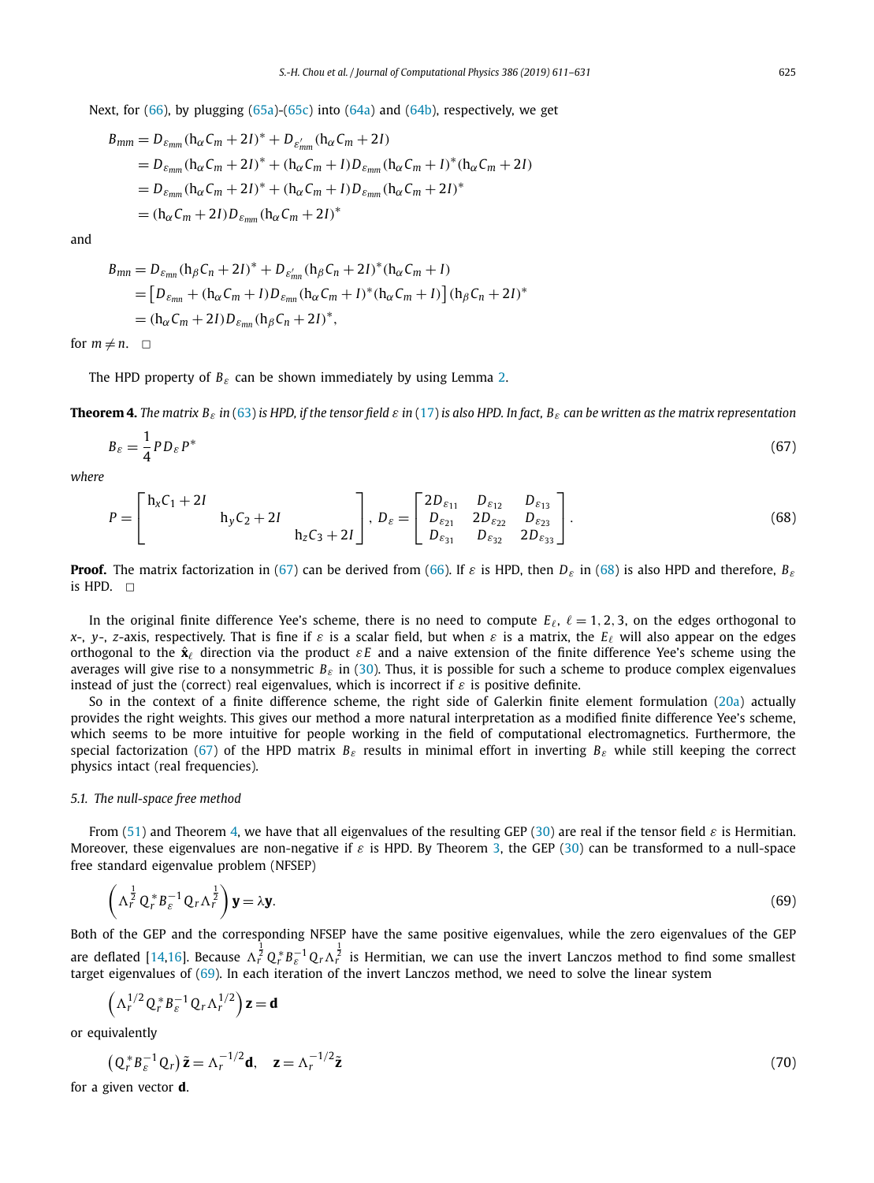Next, for (66), by plugging (65a)-(65c) into (64a) and (64b), respectively, we get

$$
\begin{aligned}
B_{mm} &= D_{\varepsilon_{mm}}(\mathrm{h}_\alpha C_m + 2I)^* + D_{\varepsilon'_{mm}}(\mathrm{h}_\alpha C_m + 2I) \\
&= D_{\varepsilon_{mm}}(\mathrm{h}_\alpha C_m + 2I)^* + (\mathrm{h}_\alpha C_m + I) D_{\varepsilon_{mm}}(\mathrm{h}_\alpha C_m + I)^*(\mathrm{h}_\alpha C_m + 2I) \\
&= D_{\varepsilon_{mm}}(\mathrm{h}_\alpha C_m + 2I)^* + (\mathrm{h}_\alpha C_m + I) D_{\varepsilon_{mm}}(\mathrm{h}_\alpha C_m + 2I)^* \\
&= (\mathrm{h}_\alpha C_m + 2I) D_{\varepsilon_{mm}}(\mathrm{h}_\alpha C_m + 2I)^*
\end{aligned}
$$

and

$$
\begin{aligned}
B_{mn} &= D_{\varepsilon_{mn}}(\mathrm{h}_\beta C_n + 2I)^* + D_{\varepsilon'_{mn}}(\mathrm{h}_\beta C_n + 2I)^*(\mathrm{h}_\alpha C_m + I) \\
&= \left[ D_{\varepsilon_{mn}} + (\mathrm{h}_\alpha C_m + I) D_{\varepsilon_{mn}}(\mathrm{h}_\alpha C_m + I)^*(\mathrm{h}_\alpha C_m + I) \right] (\mathrm{h}_\beta C_n + 2I)^* \\
&= (\mathrm{h}_\alpha C_m + 2I) D_{\varepsilon_{mn}}(\mathrm{h}_\beta C_n + 2I)^*,
\end{aligned}
$$

for $m \neq n$. $\square$

The HPD property of $B_\varepsilon$ can be shown immediately by using Lemma 2.

**Theorem 4.** *The matrix $B_\varepsilon$ in (63) is HPD, if the tensor field $\varepsilon$ in (17) is also HPD. In fact, $B_\varepsilon$ can be written as the matrix representation*

$$
B_\varepsilon = \frac{1}{4} P D_\varepsilon P^* \tag{67}
$$

*where*

$$
P = \begin{bmatrix} \mathrm{h}_x C_1 + 2I & & \\ & \mathrm{h}_y C_2 + 2I & \\ & & \mathrm{h}_z C_3 + 2I \end{bmatrix}, \; D_\varepsilon = \begin{bmatrix} 2D_{\varepsilon_{11}} & D_{\varepsilon_{12}} & D_{\varepsilon_{13}} \\ D_{\varepsilon_{21}} & 2D_{\varepsilon_{22}} & D_{\varepsilon_{23}} \\ D_{\varepsilon_{31}} & D_{\varepsilon_{32}} & 2D_{\varepsilon_{33}} \end{bmatrix}. \tag{68}
$$

**Proof.** The matrix factorization in (67) can be derived from (66). If $\varepsilon$ is HPD, then $D_\varepsilon$ in (68) is also HPD and therefore, $B_\varepsilon$ is HPD. $\square$

In the original finite difference Yee's scheme, there is no need to compute $E_\ell$, $\ell = 1, 2, 3$, on the edges orthogonal to $x$-, $y$-, $z$-axis, respectively. That is fine if $\varepsilon$ is a scalar field, but when $\varepsilon$ is a matrix, the $E_\ell$ will also appear on the edges orthogonal to the $\hat{\mathbf{x}}_\ell$ direction via the product $\varepsilon E$ and a naive extension of the finite difference Yee's scheme using the averages will give rise to a nonsymmetric $B_\varepsilon$ in (30). Thus, it is possible for such a scheme to produce complex eigenvalues instead of just the (correct) real eigenvalues, which is incorrect if $\varepsilon$ is positive definite.

So in the context of a finite difference scheme, the right side of Galerkin finite element formulation (20a) actually provides the right weights. This gives our method a more natural interpretation as a modified finite difference Yee's scheme, which seems to be more intuitive for people working in the field of computational electromagnetics. Furthermore, the special factorization (67) of the HPD matrix $B_\varepsilon$ results in minimal effort in inverting $B_\varepsilon$ while still keeping the correct physics intact (real frequencies).

### 5.1. The null-space free method

From (51) and Theorem 4, we have that all eigenvalues of the resulting GEP (30) are real if the tensor field $\varepsilon$ is Hermitian. Moreover, these eigenvalues are non-negative if $\varepsilon$ is HPD. By Theorem 3, the GEP (30) can be transformed to a null-space free standard eigenvalue problem (NFSEP)

$$
\left( \Lambda_r^{\frac{1}{2}} Q_r^* B_\varepsilon^{-1} Q_r \Lambda_r^{\frac{1}{2}} \right) \mathbf{y} = \lambda \mathbf{y}. \tag{69}
$$

Both of the GEP and the corresponding NFSEP have the same positive eigenvalues, while the zero eigenvalues of the GEP are deflated [14,16]. Because $\Lambda_r^{\frac{1}{2}} Q_r^* B_\varepsilon^{-1} Q_r \Lambda_r^{\frac{1}{2}}$ is Hermitian, we can use the invert Lanczos method to find some smallest target eigenvalues of (69). In each iteration of the invert Lanczos method, we need to solve the linear system

$$
\left( \Lambda_r^{1/2} Q_r^* B_\varepsilon^{-1} Q_r \Lambda_r^{1/2} \right) \mathbf{z} = \mathbf{d}
$$

or equivalently

$$
\left( Q_r^* B_\varepsilon^{-1} Q_r \right) \tilde{\mathbf{z}} = \Lambda_r^{-1/2} \mathbf{d}, \quad \mathbf{z} = \Lambda_r^{-1/2} \tilde{\mathbf{z}} \tag{70}
$$

for a given vector $\mathbf{d}$.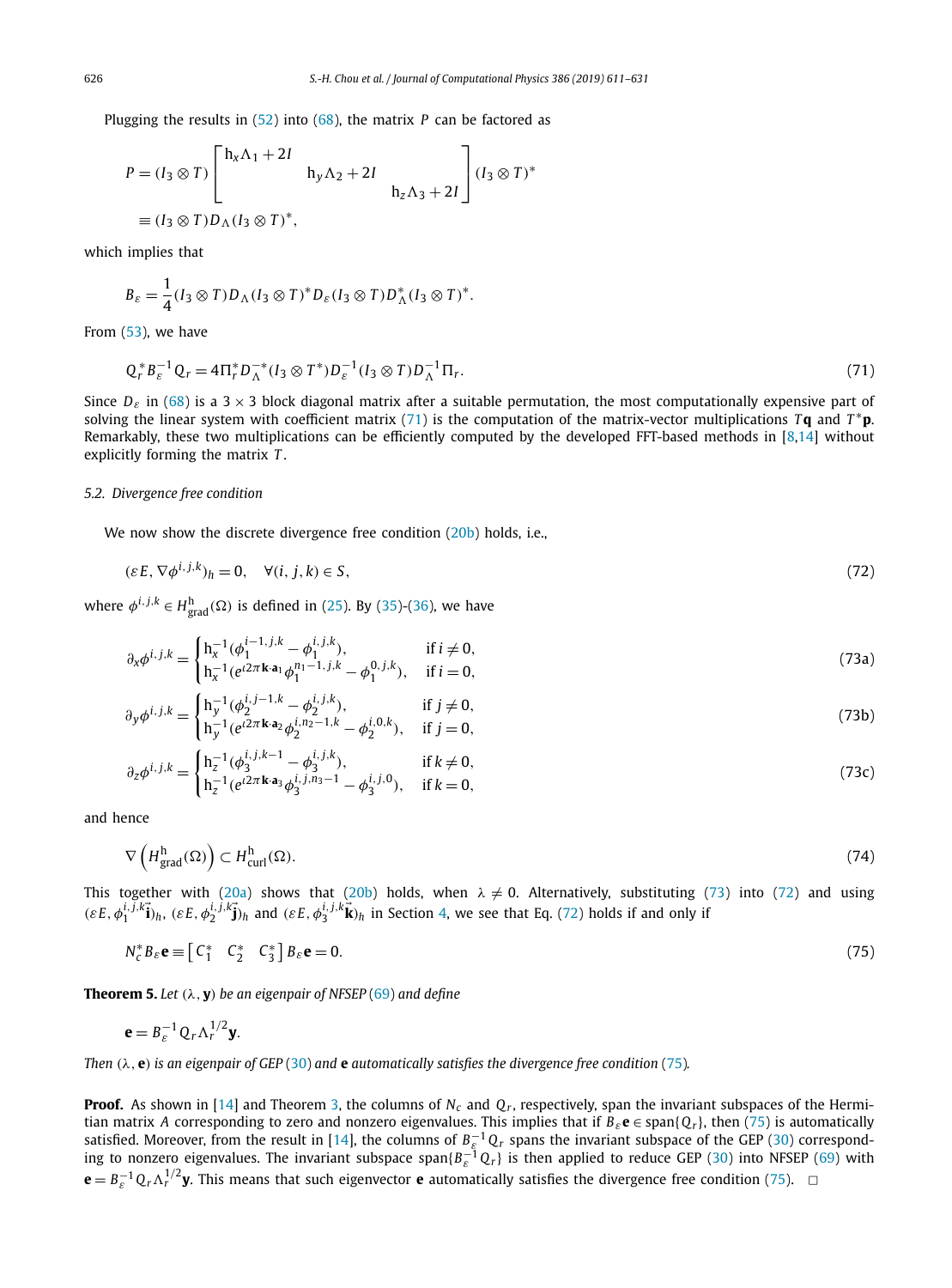Plugging the results in (52) into (68), the matrix $P$ can be factored as

$$
\begin{aligned}
P &= (I_3 \otimes T) \begin{bmatrix} \mathrm{h}_x \Lambda_1 + 2I & & \\ & \mathrm{h}_y \Lambda_2 + 2I & \\ & & \mathrm{h}_z \Lambda_3 + 2I \end{bmatrix} (I_3 \otimes T)^* \\
&\equiv (I_3 \otimes T) D_\Lambda (I_3 \otimes T)^*,
\end{aligned}
$$

which implies that

$$
B_\varepsilon = \frac{1}{4} (I_3 \otimes T) D_\Lambda (I_3 \otimes T)^* D_\varepsilon (I_3 \otimes T) D_\Lambda^* (I_3 \otimes T)^*.
$$

From (53), we have

$$
Q_r^* B_\varepsilon^{-1} Q_r = 4 \Pi_r^* D_\Lambda^{-*} (I_3 \otimes T^*) D_\varepsilon^{-1} (I_3 \otimes T) D_\Lambda^{-1} \Pi_r. \tag{71}
$$

Since $D_\varepsilon$ in (68) is a $3 \times 3$ block diagonal matrix after a suitable permutation, the most computationally expensive part of solving the linear system with coefficient matrix (71) is the computation of the matrix-vector multiplications $T\mathbf{q}$ and $T^*\mathbf{p}$. Remarkably, these two multiplications can be efficiently computed by the developed FFT-based methods in [8,14] without explicitly forming the matrix $T$.

### 5.2. Divergence free condition

We now show the discrete divergence free condition (20b) holds, i.e.,

$$
(\varepsilon E, \nabla \phi^{i,j,k})_h = 0, \quad \forall (i,j,k) \in S, \tag{72}
$$

where $\phi^{i,j,k} \in H^{\mathrm{h}}_{\mathrm{grad}}(\Omega)$ is defined in (25). By (35)-(36), we have

$$
\partial_x \phi^{i,j,k} = \begin{cases} \mathrm{h}_x^{-1} (\phi_1^{i-1,j,k} - \phi_1^{i,j,k}), & \text{if } i \neq 0, \\ \mathrm{h}_x^{-1} (e^{\iota 2\pi \mathbf{k} \cdot \mathbf{a}_1} \phi_1^{n_1-1,j,k} - \phi_1^{0,j,k}), & \text{if } i = 0, \end{cases} \tag{73a}
$$

$$
\partial_y \phi^{i,j,k} = \begin{cases} \mathrm{h}_y^{-1} (\phi_2^{i,j-1,k} - \phi_2^{i,j,k}), & \text{if } j \neq 0, \\ \mathrm{h}_y^{-1} (e^{\iota 2\pi \mathbf{k} \cdot \mathbf{a}_2} \phi_2^{i,n_2-1,k} - \phi_2^{i,0,k}), & \text{if } j = 0, \end{cases} \tag{73b}
$$

$$
\partial_z \phi^{i,j,k} = \begin{cases} \mathrm{h}_z^{-1} (\phi_3^{i,j,k-1} - \phi_3^{i,j,k}), & \text{if } k \neq 0, \\ \mathrm{h}_z^{-1} (e^{\iota 2\pi \mathbf{k} \cdot \mathbf{a}_3} \phi_3^{i,j,n_3-1} - \phi_3^{i,j,0}), & \text{if } k = 0, \end{cases} \tag{73c}
$$

and hence

$$
\nabla \left( H^{\mathrm{h}}_{\mathrm{grad}}(\Omega) \right) \subset H^{\mathrm{h}}_{\mathrm{curl}}(\Omega). \tag{74}
$$

This together with (20a) shows that (20b) holds, when $\lambda \neq 0$. Alternatively, substituting (73) into (72) and using $(\varepsilon E, \phi_1^{i,j,k}\vec{\mathbf{i}})_h$, $(\varepsilon E, \phi_2^{i,j,k}\vec{\mathbf{j}})_h$ and $(\varepsilon E, \phi_3^{i,j,k}\vec{\mathbf{k}})_h$ in Section 4, we see that Eq. (72) holds if and only if

$$
N_c^* B_\varepsilon \mathbf{e} \equiv \begin{bmatrix} C_1^* & C_2^* & C_3^* \end{bmatrix} B_\varepsilon \mathbf{e} = 0. \tag{75}
$$

**Theorem 5.** *Let* $(\lambda, \mathbf{y})$ *be an eigenpair of NFSEP* (69) *and define*

$$
\mathbf{e} = B_\varepsilon^{-1} Q_r \Lambda_r^{1/2} \mathbf{y}.
$$

*Then* $(\lambda, \mathbf{e})$ *is an eigenpair of GEP* (30) *and* $\mathbf{e}$ *automatically satisfies the divergence free condition* (75)*.*

**Proof.** As shown in [14] and Theorem 3, the columns of $N_c$ and $Q_r$, respectively, span the invariant subspaces of the Hermitian matrix $A$ corresponding to zero and nonzero eigenvalues. This implies that if $B_\varepsilon \mathbf{e} \in \operatorname{span}\{Q_r\}$, then (75) is automatically satisfied. Moreover, from the result in [14], the columns of $B_\varepsilon^{-1} Q_r$ spans the invariant subspace of the GEP (30) corresponding to nonzero eigenvalues. The invariant subspace $\operatorname{span}\{B_\varepsilon^{-1} Q_r\}$ is then applied to reduce GEP (30) into NFSEP (69) with $\mathbf{e} = B_\varepsilon^{-1} Q_r \Lambda_r^{1/2} \mathbf{y}$. This means that such eigenvector $\mathbf{e}$ automatically satisfies the divergence free condition (75). $\square$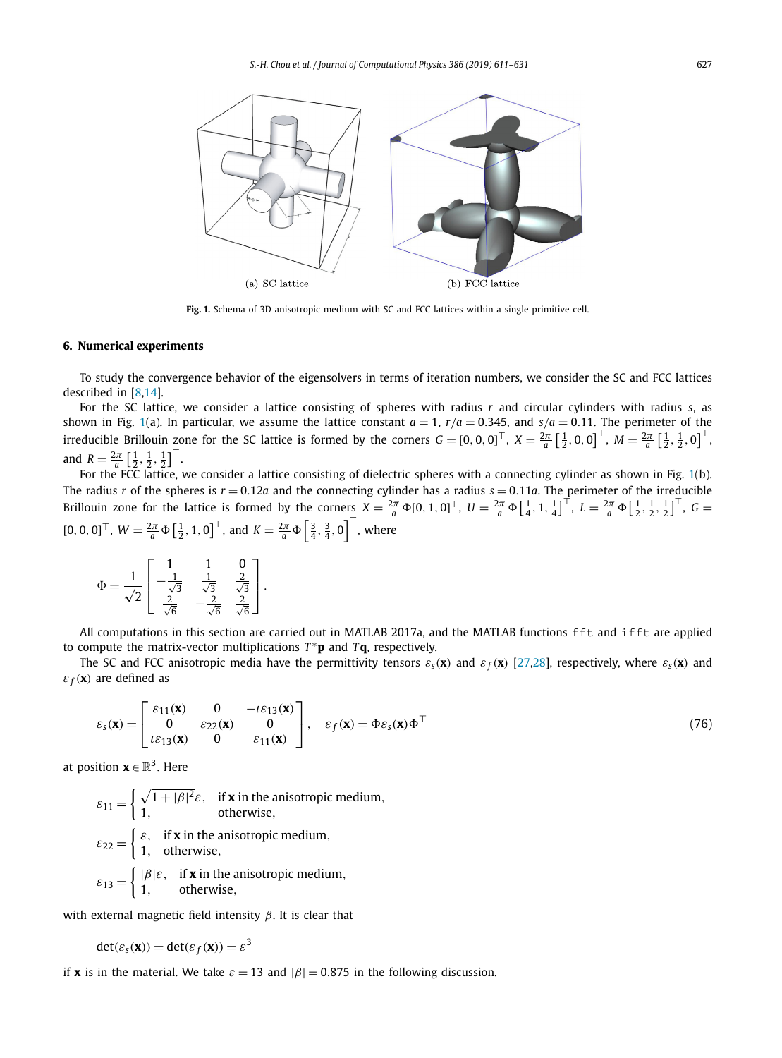(a) SC lattice

(b) FCC lattice

**Fig. 1.** Schema of 3D anisotropic medium with SC and FCC lattices within a single primitive cell.

## 6. Numerical experiments

To study the convergence behavior of the eigensolvers in terms of iteration numbers, we consider the SC and FCC lattices described in [8,14].

For the SC lattice, we consider a lattice consisting of spheres with radius $r$ and circular cylinders with radius $s$, as shown in Fig. 1(a). In particular, we assume the lattice constant $a = 1$, $r/a = 0.345$, and $s/a = 0.11$. The perimeter of the irreducible Brillouin zone for the SC lattice is formed by the corners $G = [0, 0, 0]^\top$, $X = \frac{2\pi}{a}\left[\frac{1}{2}, 0, 0\right]^\top$, $M = \frac{2\pi}{a}\left[\frac{1}{2}, \frac{1}{2}, 0\right]^\top$, and $R = \frac{2\pi}{a}\left[\frac{1}{2}, \frac{1}{2}, \frac{1}{2}\right]^\top$.

For the FCC lattice, we consider a lattice consisting of dielectric spheres with a connecting cylinder as shown in Fig. 1(b). The radius $r$ of the spheres is $r = 0.12a$ and the connecting cylinder has a radius $s = 0.11a$. The perimeter of the irreducible Brillouin zone for the lattice is formed by the corners $X = \frac{2\pi}{a}\Phi[0, 1, 0]^\top$, $U = \frac{2\pi}{a}\Phi\left[\frac{1}{4}, 1, \frac{1}{4}\right]^\top$, $L = \frac{2\pi}{a}\Phi\left[\frac{1}{2}, \frac{1}{2}, \frac{1}{2}\right]^\top$, $G = [0, 0, 0]^\top$, $W = \frac{2\pi}{a}\Phi\left[\frac{1}{2}, 1, 0\right]^\top$, and $K = \frac{2\pi}{a}\Phi\left[\frac{3}{4}, \frac{3}{4}, 0\right]^\top$, where

$$\Phi = \frac{1}{\sqrt{2}}\begin{bmatrix} 1 & 1 & 0 \\ -\frac{1}{\sqrt{3}} & \frac{1}{\sqrt{3}} & \frac{2}{\sqrt{3}} \\ \frac{2}{\sqrt{6}} & -\frac{2}{\sqrt{6}} & \frac{2}{\sqrt{6}} \end{bmatrix}.$$

All computations in this section are carried out in MATLAB 2017a, and the MATLAB functions `fft` and `ifft` are applied to compute the matrix-vector multiplications $T^*\mathbf{p}$ and $T\mathbf{q}$, respectively.

The SC and FCC anisotropic media have the permittivity tensors $\varepsilon_s(\mathbf{x})$ and $\varepsilon_f(\mathbf{x})$ [27,28], respectively, where $\varepsilon_s(\mathbf{x})$ and $\varepsilon_f(\mathbf{x})$ are defined as

$$\varepsilon_s(\mathbf{x}) = \begin{bmatrix} \varepsilon_{11}(\mathbf{x}) & 0 & -\iota\varepsilon_{13}(\mathbf{x}) \\ 0 & \varepsilon_{22}(\mathbf{x}) & 0 \\ \iota\varepsilon_{13}(\mathbf{x}) & 0 & \varepsilon_{11}(\mathbf{x}) \end{bmatrix}, \quad \varepsilon_f(\mathbf{x}) = \Phi\varepsilon_s(\mathbf{x})\Phi^\top \tag{76}$$

at position $\mathbf{x} \in \mathbb{R}^3$. Here

$$\varepsilon_{11} = \begin{cases} \sqrt{1+|\beta|^2}\varepsilon, & \text{if } \mathbf{x} \text{ in the anisotropic medium,} \\ 1, & \text{otherwise,} \end{cases}$$

$$\varepsilon_{22} = \begin{cases} \varepsilon, & \text{if } \mathbf{x} \text{ in the anisotropic medium,} \\ 1, & \text{otherwise,} \end{cases}$$

$$\varepsilon_{13} = \begin{cases} |\beta|\varepsilon, & \text{if } \mathbf{x} \text{ in the anisotropic medium,} \\ 1, & \text{otherwise,} \end{cases}$$

with external magnetic field intensity $\beta$. It is clear that

$$\det(\varepsilon_s(\mathbf{x})) = \det(\varepsilon_f(\mathbf{x})) = \varepsilon^3$$

if $\mathbf{x}$ is in the material. We take $\varepsilon = 13$ and $|\beta| = 0.875$ in the following discussion.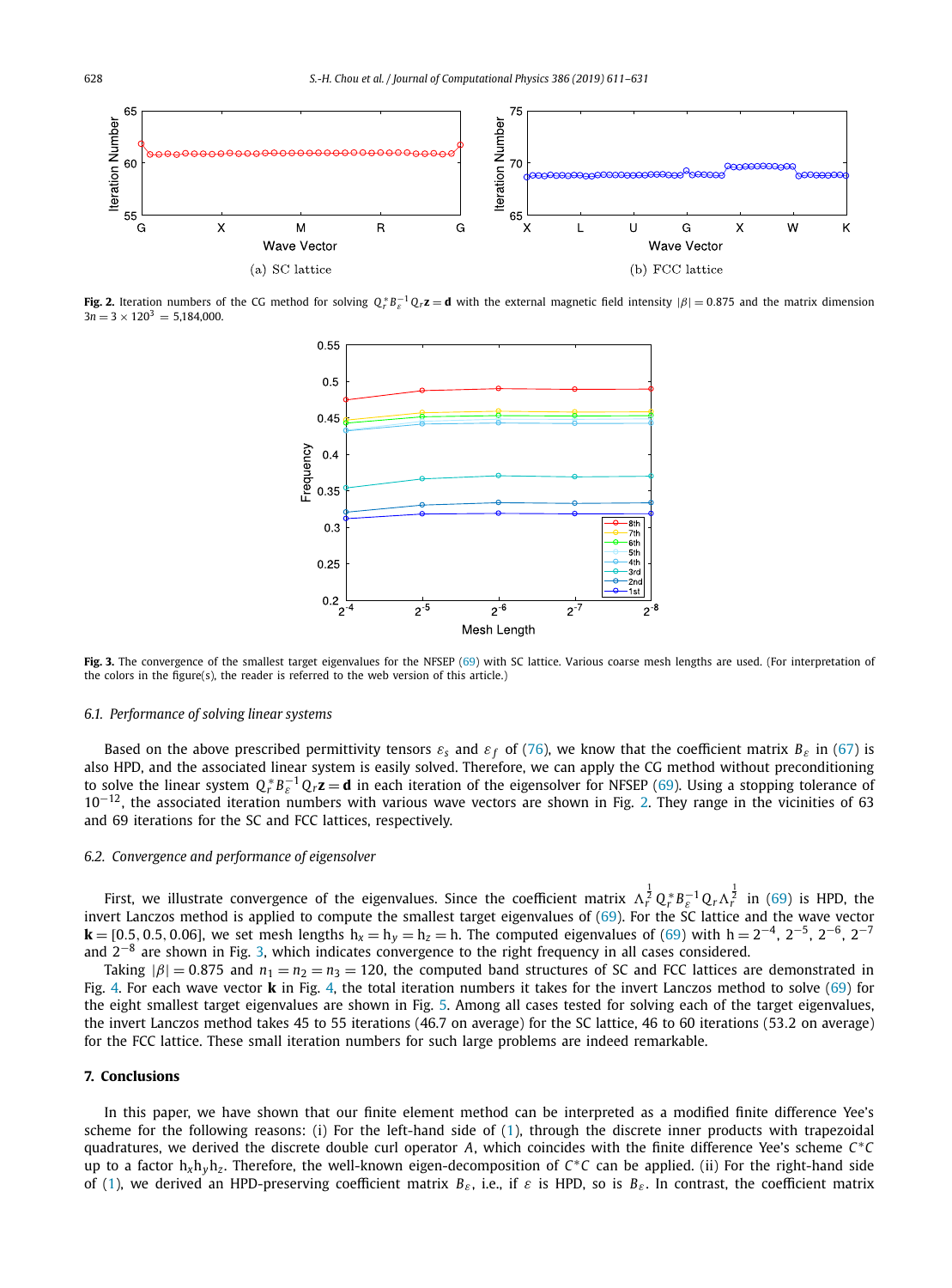**Fig. 2.** Iteration numbers of the CG method for solving $Q_r^* B_\varepsilon^{-1} Q_r \mathbf{z} = \mathbf{d}$ with the external magnetic field intensity $|\beta| = 0.875$ and the matrix dimension $3n = 3 \times 120^3 = 5{,}184{,}000$.

**Fig. 3.** The convergence of the smallest target eigenvalues for the NFSEP (69) with SC lattice. Various coarse mesh lengths are used. (For interpretation of the colors in the figure(s), the reader is referred to the web version of this article.)

### 6.1. Performance of solving linear systems

Based on the above prescribed permittivity tensors $\varepsilon_s$ and $\varepsilon_f$ of (76), we know that the coefficient matrix $B_\varepsilon$ in (67) is also HPD, and the associated linear system is easily solved. Therefore, we can apply the CG method without preconditioning to solve the linear system $Q_r^* B_\varepsilon^{-1} Q_r \mathbf{z} = \mathbf{d}$ in each iteration of the eigensolver for NFSEP (69). Using a stopping tolerance of $10^{-12}$, the associated iteration numbers with various wave vectors are shown in Fig. 2. They range in the vicinities of 63 and 69 iterations for the SC and FCC lattices, respectively.

### 6.2. Convergence and performance of eigensolver

First, we illustrate convergence of the eigenvalues. Since the coefficient matrix $\Lambda_r^{\frac{1}{2}} Q_r^* B_\varepsilon^{-1} Q_r \Lambda_r^{\frac{1}{2}}$ in (69) is HPD, the invert Lanczos method is applied to compute the smallest target eigenvalues of (69). For the SC lattice and the wave vector $\mathbf{k} = [0.5, 0.5, 0.06]$, we set mesh lengths $h_x = h_y = h_z = h$. The computed eigenvalues of (69) with $h = 2^{-4}$, $2^{-5}$, $2^{-6}$, $2^{-7}$ and $2^{-8}$ are shown in Fig. 3, which indicates convergence to the right frequency in all cases considered.

Taking $|\beta| = 0.875$ and $n_1 = n_2 = n_3 = 120$, the computed band structures of SC and FCC lattices are demonstrated in Fig. 4. For each wave vector $\mathbf{k}$ in Fig. 4, the total iteration numbers it takes for the invert Lanczos method to solve (69) for the eight smallest target eigenvalues are shown in Fig. 5. Among all cases tested for solving each of the target eigenvalues, the invert Lanczos method takes 45 to 55 iterations (46.7 on average) for the SC lattice, 46 to 60 iterations (53.2 on average) for the FCC lattice. These small iteration numbers for such large problems are indeed remarkable.

## 7. Conclusions

In this paper, we have shown that our finite element method can be interpreted as a modified finite difference Yee's scheme for the following reasons: (i) For the left-hand side of (1), through the discrete inner products with trapezoidal quadratures, we derived the discrete double curl operator $A$, which coincides with the finite difference Yee's scheme $C^*C$ up to a factor $h_x h_y h_z$. Therefore, the well-known eigen-decomposition of $C^*C$ can be applied. (ii) For the right-hand side of (1), we derived an HPD-preserving coefficient matrix $B_\varepsilon$, i.e., if $\varepsilon$ is HPD, so is $B_\varepsilon$. In contrast, the coefficient matrix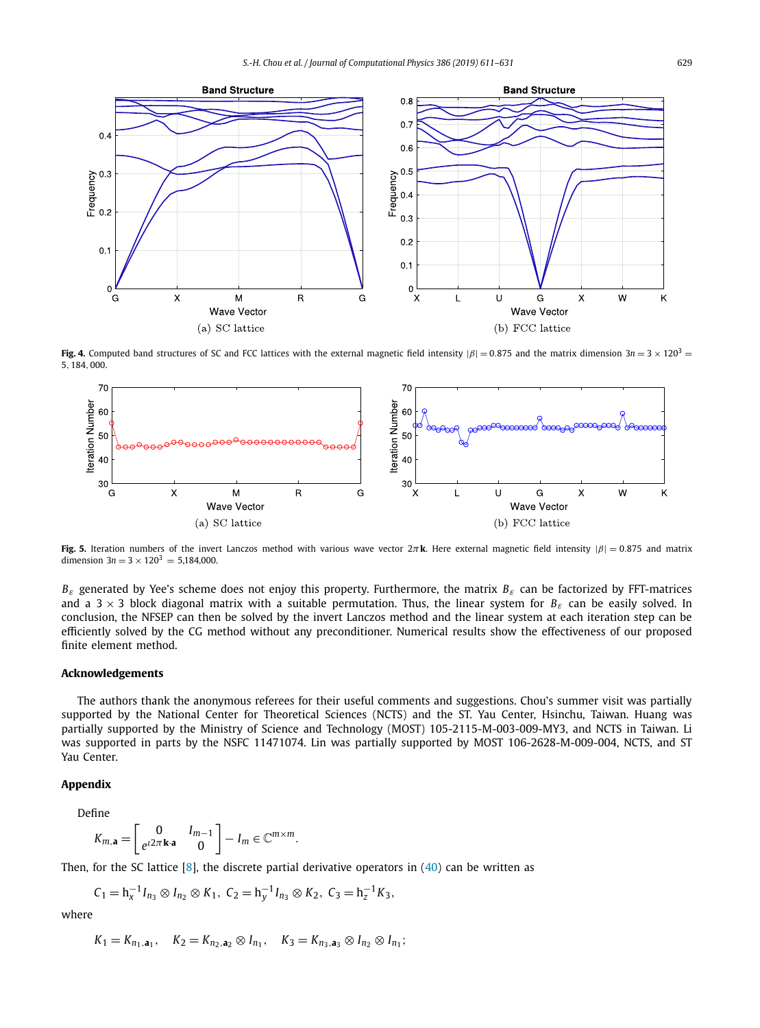Fig. 4. Computed band structures of SC and FCC lattices with the external magnetic field intensity $|\beta| = 0.875$ and the matrix dimension $3n = 3 \times 120^3 = 5,184,000$.

(a) SC lattice

(b) FCC lattice

Fig. 5. Iteration numbers of the invert Lanczos method with various wave vector $2\pi\mathbf{k}$. Here external magnetic field intensity $|\beta| = 0.875$ and matrix dimension $3n = 3 \times 120^3 = 5{,}184{,}000$.

(a) SC lattice

(b) FCC lattice

$B_\varepsilon$ generated by Yee's scheme does not enjoy this property. Furthermore, the matrix $B_\varepsilon$ can be factorized by FFT-matrices and a $3 \times 3$ block diagonal matrix with a suitable permutation. Thus, the linear system for $B_\varepsilon$ can be easily solved. In conclusion, the NFSEP can then be solved by the invert Lanczos method and the linear system at each iteration step can be efficiently solved by the CG method without any preconditioner. Numerical results show the effectiveness of our proposed finite element method.

## Acknowledgements

The authors thank the anonymous referees for their useful comments and suggestions. Chou's summer visit was partially supported by the National Center for Theoretical Sciences (NCTS) and the ST. Yau Center, Hsinchu, Taiwan. Huang was partially supported by the Ministry of Science and Technology (MOST) 105-2115-M-003-009-MY3, and NCTS in Taiwan. Li was supported in parts by the NSFC 11471074. Lin was partially supported by MOST 106-2628-M-009-004, NCTS, and ST Yau Center.

## Appendix

Define

$$K_{m,\mathbf{a}} = \begin{bmatrix} 0 & I_{m-1} \\ e^{\imath 2\pi \mathbf{k}\cdot\mathbf{a}} & 0 \end{bmatrix} - I_m \in \mathbb{C}^{m\times m}.$$

Then, for the SC lattice [8], the discrete partial derivative operators in (40) can be written as

$$C_1 = \mathrm{h}_x^{-1} I_{n_3} \otimes I_{n_2} \otimes K_1,\ C_2 = \mathrm{h}_y^{-1} I_{n_3} \otimes K_2,\ C_3 = \mathrm{h}_z^{-1} K_3,$$

where

$$K_1 = K_{n_1,\mathbf{a}_1}, \quad K_2 = K_{n_2,\mathbf{a}_2} \otimes I_{n_1}, \quad K_3 = K_{n_3,\mathbf{a}_3} \otimes I_{n_2} \otimes I_{n_1};$$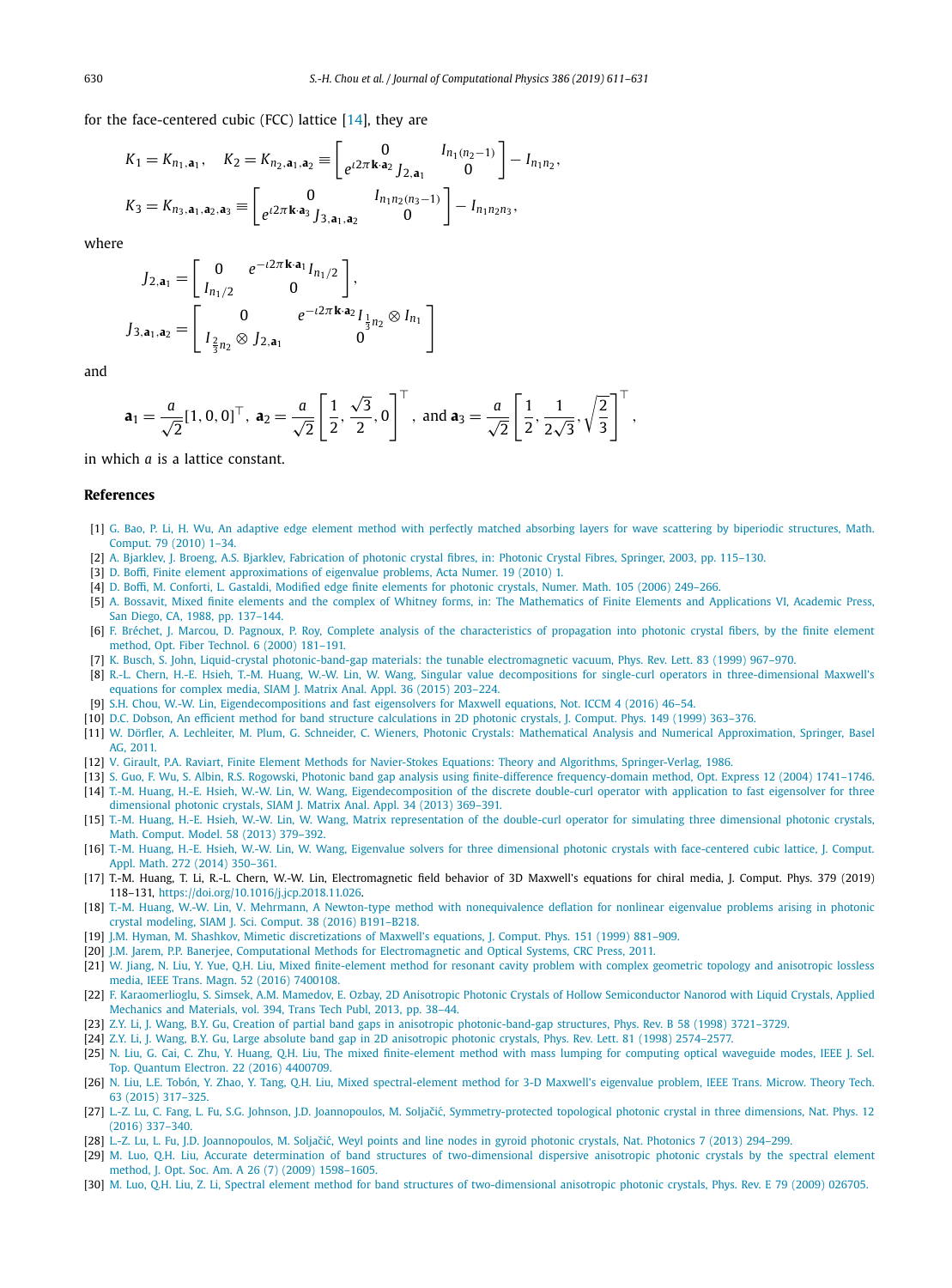for the face-centered cubic (FCC) lattice [14], they are

$$
K_1 = K_{n_1,\mathbf{a}_1}, \quad K_2 = K_{n_2,\mathbf{a}_1,\mathbf{a}_2} \equiv \begin{bmatrix} 0 & I_{n_1(n_2-1)} \\ e^{\iota 2\pi \mathbf{k}\cdot\mathbf{a}_2} J_{2,\mathbf{a}_1} & 0 \end{bmatrix} - I_{n_1 n_2},
$$

$$
K_3 = K_{n_3,\mathbf{a}_1,\mathbf{a}_2,\mathbf{a}_3} \equiv \begin{bmatrix} 0 & I_{n_1 n_2(n_3-1)} \\ e^{\iota 2\pi \mathbf{k}\cdot\mathbf{a}_3} J_{3,\mathbf{a}_1,\mathbf{a}_2} & 0 \end{bmatrix} - I_{n_1 n_2 n_3},
$$

where

$$
J_{2,\mathbf{a}_1} = \begin{bmatrix} 0 & e^{-\iota 2\pi \mathbf{k}\cdot\mathbf{a}_1} I_{n_1/2} \\ I_{n_1/2} & 0 \end{bmatrix},
$$

$$
J_{3,\mathbf{a}_1,\mathbf{a}_2} = \begin{bmatrix} 0 & e^{-\iota 2\pi \mathbf{k}\cdot\mathbf{a}_2} I_{\frac{1}{3}n_2} \otimes I_{n_1} \\ I_{\frac{2}{3}n_2} \otimes J_{2,\mathbf{a}_1} & 0 \end{bmatrix}
$$

and

$$
\mathbf{a}_1 = \frac{a}{\sqrt{2}}[1,0,0]^\top, \; \mathbf{a}_2 = \frac{a}{\sqrt{2}}\left[\frac{1}{2}, \frac{\sqrt{3}}{2}, 0\right]^\top, \text{ and } \mathbf{a}_3 = \frac{a}{\sqrt{2}}\left[\frac{1}{2}, \frac{1}{2\sqrt{3}}, \sqrt{\frac{2}{3}}\right]^\top,
$$

in which $a$ is a lattice constant.

## References

[1] G. Bao, P. Li, H. Wu, An adaptive edge element method with perfectly matched absorbing layers for wave scattering by biperiodic structures, Math. Comput. 79 (2010) 1–34.

[2] A. Bjarklev, J. Broeng, A.S. Bjarklev, Fabrication of photonic crystal fibres, in: Photonic Crystal Fibres, Springer, 2003, pp. 115–130.

[3] D. Boffi, Finite element approximations of eigenvalue problems, Acta Numer. 19 (2010) 1.

[4] D. Boffi, M. Conforti, L. Gastaldi, Modified edge finite elements for photonic crystals, Numer. Math. 105 (2006) 249–266.

[5] A. Bossavit, Mixed finite elements and the complex of Whitney forms, in: The Mathematics of Finite Elements and Applications VI, Academic Press, San Diego, CA, 1988, pp. 137–144.

[6] F. Bréchet, J. Marcou, D. Pagnoux, P. Roy, Complete analysis of the characteristics of propagation into photonic crystal fibers, by the finite element method, Opt. Fiber Technol. 6 (2000) 181–191.

[7] K. Busch, S. John, Liquid-crystal photonic-band-gap materials: the tunable electromagnetic vacuum, Phys. Rev. Lett. 83 (1999) 967–970.

[8] R.-L. Chern, H.-E. Hsieh, T.-M. Huang, W.-W. Lin, W. Wang, Singular value decompositions for single-curl operators in three-dimensional Maxwell's equations for complex media, SIAM J. Matrix Anal. Appl. 36 (2015) 203–224.

[9] S.H. Chou, W.-W. Lin, Eigendecompositions and fast eigensolvers for Maxwell equations, Not. ICCM 4 (2016) 46–54.

[10] D.C. Dobson, An efficient method for band structure calculations in 2D photonic crystals, J. Comput. Phys. 149 (1999) 363–376.

[11] W. Dörfler, A. Lechleiter, M. Plum, G. Schneider, C. Wieners, Photonic Crystals: Mathematical Analysis and Numerical Approximation, Springer, Basel AG, 2011.

[12] V. Girault, P.A. Raviart, Finite Element Methods for Navier-Stokes Equations: Theory and Algorithms, Springer-Verlag, 1986.

[13] S. Guo, F. Wu, S. Albin, R.S. Rogowski, Photonic band gap analysis using finite-difference frequency-domain method, Opt. Express 12 (2004) 1741–1746.

[14] T.-M. Huang, H.-E. Hsieh, W.-W. Lin, W. Wang, Eigendecomposition of the discrete double-curl operator with application to fast eigensolver for three dimensional photonic crystals, SIAM J. Matrix Anal. Appl. 34 (2013) 369–391.

[15] T.-M. Huang, H.-E. Hsieh, W.-W. Lin, W. Wang, Matrix representation of the double-curl operator for simulating three dimensional photonic crystals, Math. Comput. Model. 58 (2013) 379–392.

[16] T.-M. Huang, H.-E. Hsieh, W.-W. Lin, W. Wang, Eigenvalue solvers for three dimensional photonic crystals with face-centered cubic lattice, J. Comput. Appl. Math. 272 (2014) 350–361.

[17] T.-M. Huang, T. Li, R.-L. Chern, W.-W. Lin, Electromagnetic field behavior of 3D Maxwell's equations for chiral media, J. Comput. Phys. 379 (2019) 118–131, https://doi.org/10.1016/j.jcp.2018.11.026.

[18] T.-M. Huang, W.-W. Lin, V. Mehrmann, A Newton-type method with nonequivalence deflation for nonlinear eigenvalue problems arising in photonic crystal modeling, SIAM J. Sci. Comput. 38 (2016) B191–B218.

[19] J.M. Hyman, M. Shashkov, Mimetic discretizations of Maxwell's equations, J. Comput. Phys. 151 (1999) 881–909.

[20] J.M. Jarem, P.P. Banerjee, Computational Methods for Electromagnetic and Optical Systems, CRC Press, 2011.

[21] W. Jiang, N. Liu, Y. Yue, Q.H. Liu, Mixed finite-element method for resonant cavity problem with complex geometric topology and anisotropic lossless media, IEEE Trans. Magn. 52 (2016) 7400108.

[22] F. Karaomerlioglu, S. Simsek, A.M. Mamedov, E. Ozbay, 2D Anisotropic Photonic Crystals of Hollow Semiconductor Nanorod with Liquid Crystals, Applied Mechanics and Materials, vol. 394, Trans Tech Publ, 2013, pp. 38–44.

[23] Z.Y. Li, J. Wang, B.Y. Gu, Creation of partial band gaps in anisotropic photonic-band-gap structures, Phys. Rev. B 58 (1998) 3721–3729.

[24] Z.Y. Li, J. Wang, B.Y. Gu, Large absolute band gap in 2D anisotropic photonic crystals, Phys. Rev. Lett. 81 (1998) 2574–2577.

[25] N. Liu, G. Cai, C. Zhu, Y. Huang, Q.H. Liu, The mixed finite-element method with mass lumping for computing optical waveguide modes, IEEE J. Sel. Top. Quantum Electron. 22 (2016) 4400709.

[26] N. Liu, L.E. Tobón, Y. Zhao, Y. Tang, Q.H. Liu, Mixed spectral-element method for 3-D Maxwell's eigenvalue problem, IEEE Trans. Microw. Theory Tech. 63 (2015) 317–325.

[27] L.-Z. Lu, C. Fang, L. Fu, S.G. Johnson, J.D. Joannopoulos, M. Soljačić, Symmetry-protected topological photonic crystal in three dimensions, Nat. Phys. 12 (2016) 337–340.

[28] L.-Z. Lu, L. Fu, J.D. Joannopoulos, M. Soljačić, Weyl points and line nodes in gyroid photonic crystals, Nat. Photonics 7 (2013) 294–299.

[29] M. Luo, Q.H. Liu, Accurate determination of band structures of two-dimensional dispersive anisotropic photonic crystals by the spectral element method, J. Opt. Soc. Am. A 26 (7) (2009) 1598–1605.

[30] M. Luo, Q.H. Liu, Z. Li, Spectral element method for band structures of two-dimensional anisotropic photonic crystals, Phys. Rev. E 79 (2009) 026705.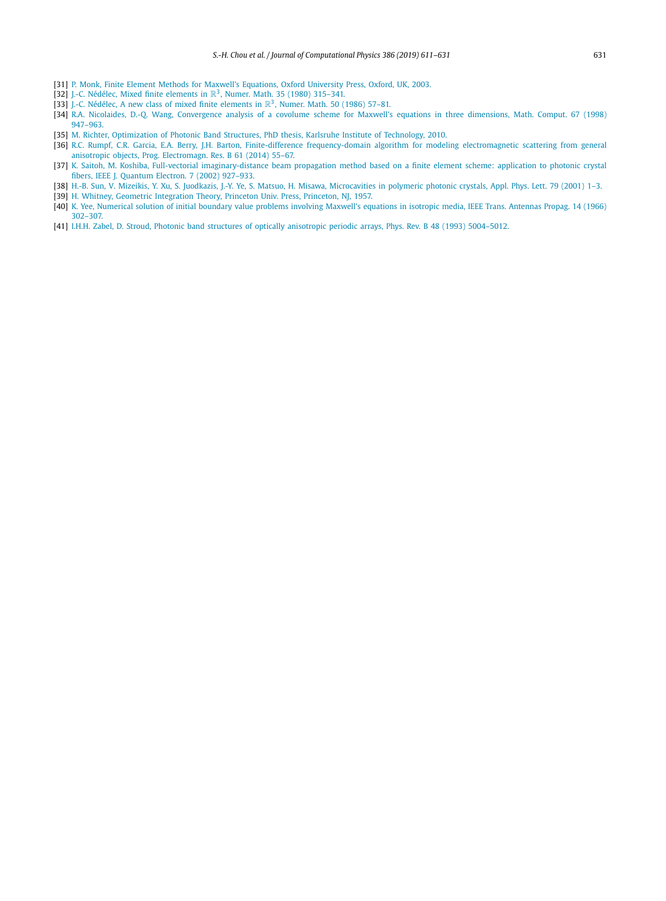[31] P. Monk, Finite Element Methods for Maxwell's Equations, Oxford University Press, Oxford, UK, 2003.
[32] J.-C. Nédélec, Mixed finite elements in $\mathbb{R}^3$, Numer. Math. 35 (1980) 315–341.
[33] J.-C. Nédélec, A new class of mixed finite elements in $\mathbb{R}^3$, Numer. Math. 50 (1986) 57–81.
[34] R.A. Nicolaides, D.-Q. Wang, Convergence analysis of a covolume scheme for Maxwell's equations in three dimensions, Math. Comput. 67 (1998) 947–963.
[35] M. Richter, Optimization of Photonic Band Structures, PhD thesis, Karlsruhe Institute of Technology, 2010.
[36] R.C. Rumpf, C.R. Garcia, E.A. Berry, J.H. Barton, Finite-difference frequency-domain algorithm for modeling electromagnetic scattering from general anisotropic objects, Prog. Electromagn. Res. B 61 (2014) 55–67.
[37] K. Saitoh, M. Koshiba, Full-vectorial imaginary-distance beam propagation method based on a finite element scheme: application to photonic crystal fibers, IEEE J. Quantum Electron. 7 (2002) 927–933.
[38] H.-B. Sun, V. Mizeikis, Y. Xu, S. Juodkazis, J.-Y. Ye, S. Matsuo, H. Misawa, Microcavities in polymeric photonic crystals, Appl. Phys. Lett. 79 (2001) 1–3.
[39] H. Whitney, Geometric Integration Theory, Princeton Univ. Press, Princeton, NJ, 1957.
[40] K. Yee, Numerical solution of initial boundary value problems involving Maxwell's equations in isotropic media, IEEE Trans. Antennas Propag. 14 (1966) 302–307.
[41] I.H.H. Zabel, D. Stroud, Photonic band structures of optically anisotropic periodic arrays, Phys. Rev. B 48 (1993) 5004–5012.